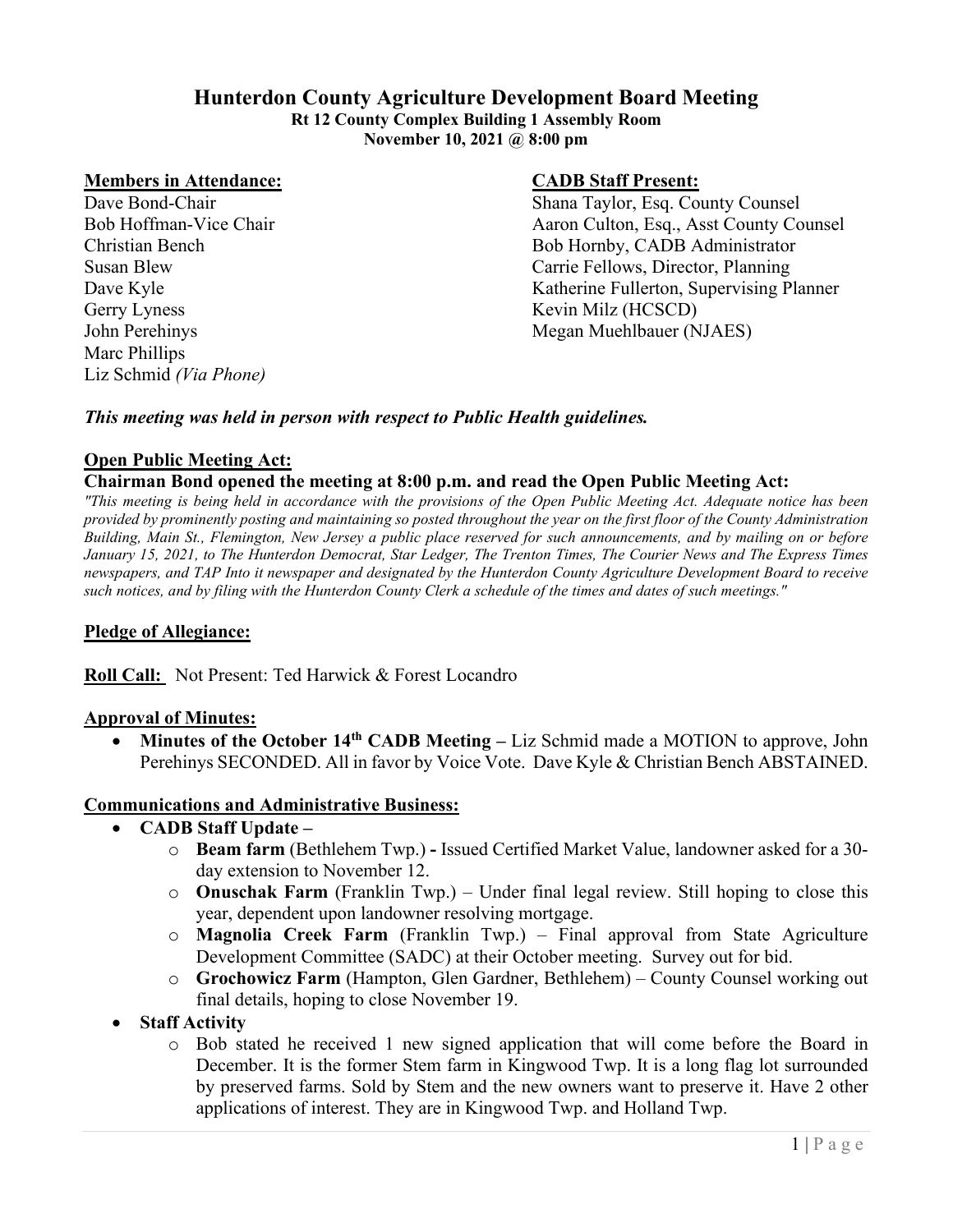# Hunterdon County Agriculture Development Board Meeting

**Rt 12 County Complex Building 1 Assembly Room**
**November 10, 2021 @ 8:00 pm**

**Members in Attendance:**

Dave Bond-Chair
Bob Hoffman-Vice Chair
Christian Bench
Susan Blew
Dave Kyle
Gerry Lyness
John Perehinys
Marc Phillips
Liz Schmid *(Via Phone)*

**CADB Staff Present:**

Shana Taylor, Esq. County Counsel
Aaron Culton, Esq., Asst County Counsel
Bob Hornby, CADB Administrator
Carrie Fellows, Director, Planning
Katherine Fullerton, Supervising Planner
Kevin Milz (HCSCD)
Megan Muehlbauer (NJAES)

***This meeting was held in person with respect to Public Health guidelines.***

**Open Public Meeting Act:**

**Chairman Bond opened the meeting at 8:00 p.m. and read the Open Public Meeting Act:**

*"This meeting is being held in accordance with the provisions of the Open Public Meeting Act. Adequate notice has been provided by prominently posting and maintaining so posted throughout the year on the first floor of the County Administration Building, Main St., Flemington, New Jersey a public place reserved for such announcements, and by mailing on or before January 15, 2021, to The Hunterdon Democrat, Star Ledger, The Trenton Times, The Courier News and The Express Times newspapers, and TAP Into it newspaper and designated by the Hunterdon County Agriculture Development Board to receive such notices, and by filing with the Hunterdon County Clerk a schedule of the times and dates of such meetings."*

**Pledge of Allegiance:**

**Roll Call:** Not Present: Ted Harwick & Forest Locandro

**Approval of Minutes:**

- **Minutes of the October 14th CADB Meeting –** Liz Schmid made a MOTION to approve, John Perehinys SECONDED. All in favor by Voice Vote. Dave Kyle & Christian Bench ABSTAINED.

**Communications and Administrative Business:**

- **CADB Staff Update –**
  - **Beam farm** (Bethlehem Twp.) **-** Issued Certified Market Value, landowner asked for a 30-day extension to November 12.
  - **Onuschak Farm** (Franklin Twp.) – Under final legal review. Still hoping to close this year, dependent upon landowner resolving mortgage.
  - **Magnolia Creek Farm** (Franklin Twp.) – Final approval from State Agriculture Development Committee (SADC) at their October meeting. Survey out for bid.
  - **Grochowicz Farm** (Hampton, Glen Gardner, Bethlehem) – County Counsel working out final details, hoping to close November 19.
- **Staff Activity**
  - Bob stated he received 1 new signed application that will come before the Board in December. It is the former Stem farm in Kingwood Twp. It is a long flag lot surrounded by preserved farms. Sold by Stem and the new owners want to preserve it. Have 2 other applications of interest. They are in Kingwood Twp. and Holland Twp.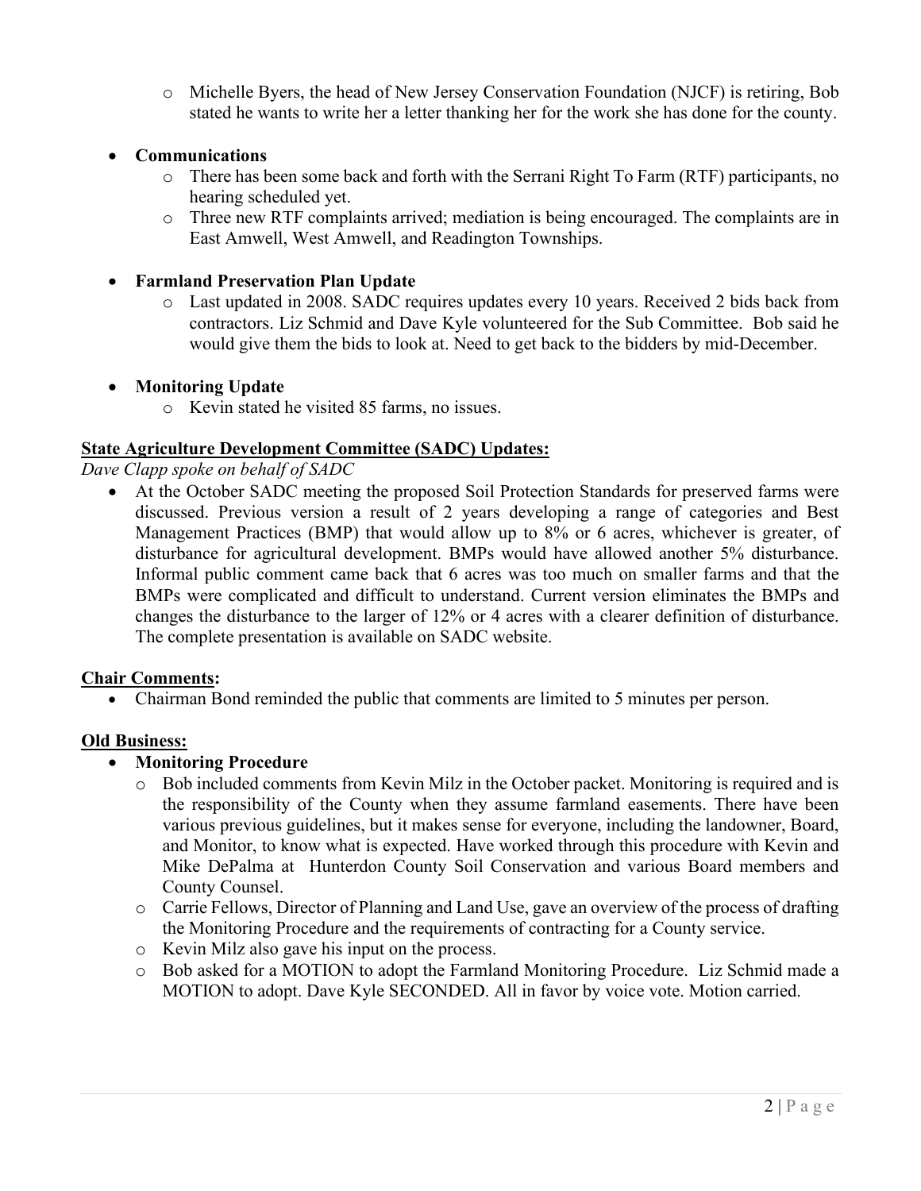- Michelle Byers, the head of New Jersey Conservation Foundation (NJCF) is retiring, Bob stated he wants to write her a letter thanking her for the work she has done for the county.

- **Communications**
  - There has been some back and forth with the Serrani Right To Farm (RTF) participants, no hearing scheduled yet.
  - Three new RTF complaints arrived; mediation is being encouraged. The complaints are in East Amwell, West Amwell, and Readington Townships.

- **Farmland Preservation Plan Update**
  - Last updated in 2008. SADC requires updates every 10 years. Received 2 bids back from contractors. Liz Schmid and Dave Kyle volunteered for the Sub Committee. Bob said he would give them the bids to look at. Need to get back to the bidders by mid-December.

- **Monitoring Update**
  - Kevin stated he visited 85 farms, no issues.

**State Agriculture Development Committee (SADC) Updates:**

*Dave Clapp spoke on behalf of SADC*

- At the October SADC meeting the proposed Soil Protection Standards for preserved farms were discussed. Previous version a result of 2 years developing a range of categories and Best Management Practices (BMP) that would allow up to 8% or 6 acres, whichever is greater, of disturbance for agricultural development. BMPs would have allowed another 5% disturbance. Informal public comment came back that 6 acres was too much on smaller farms and that the BMPs were complicated and difficult to understand. Current version eliminates the BMPs and changes the disturbance to the larger of 12% or 4 acres with a clearer definition of disturbance. The complete presentation is available on SADC website.

**Chair Comments:**

- Chairman Bond reminded the public that comments are limited to 5 minutes per person.

**Old Business:**

- **Monitoring Procedure**
  - Bob included comments from Kevin Milz in the October packet. Monitoring is required and is the responsibility of the County when they assume farmland easements. There have been various previous guidelines, but it makes sense for everyone, including the landowner, Board, and Monitor, to know what is expected. Have worked through this procedure with Kevin and Mike DePalma at Hunterdon County Soil Conservation and various Board members and County Counsel.
  - Carrie Fellows, Director of Planning and Land Use, gave an overview of the process of drafting the Monitoring Procedure and the requirements of contracting for a County service.
  - Kevin Milz also gave his input on the process.
  - Bob asked for a MOTION to adopt the Farmland Monitoring Procedure. Liz Schmid made a MOTION to adopt. Dave Kyle SECONDED. All in favor by voice vote. Motion carried.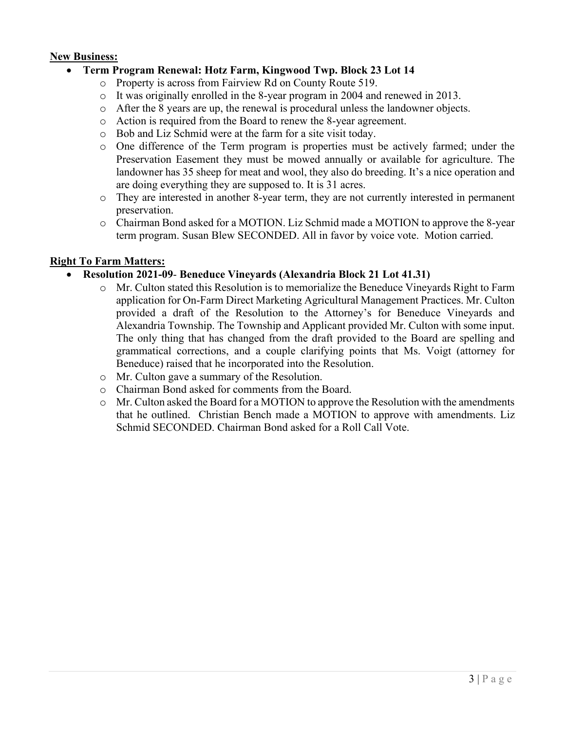**New Business:**

- **Term Program Renewal: Hotz Farm, Kingwood Twp. Block 23 Lot 14**
  - Property is across from Fairview Rd on County Route 519.
  - It was originally enrolled in the 8-year program in 2004 and renewed in 2013.
  - After the 8 years are up, the renewal is procedural unless the landowner objects.
  - Action is required from the Board to renew the 8-year agreement.
  - Bob and Liz Schmid were at the farm for a site visit today.
  - One difference of the Term program is properties must be actively farmed; under the Preservation Easement they must be mowed annually or available for agriculture. The landowner has 35 sheep for meat and wool, they also do breeding. It's a nice operation and are doing everything they are supposed to. It is 31 acres.
  - They are interested in another 8-year term, they are not currently interested in permanent preservation.
  - Chairman Bond asked for a MOTION. Liz Schmid made a MOTION to approve the 8-year term program. Susan Blew SECONDED. All in favor by voice vote. Motion carried.

**Right To Farm Matters:**

- **Resolution 2021-09- Beneduce Vineyards (Alexandria Block 21 Lot 41.31)**
  - Mr. Culton stated this Resolution is to memorialize the Beneduce Vineyards Right to Farm application for On-Farm Direct Marketing Agricultural Management Practices. Mr. Culton provided a draft of the Resolution to the Attorney's for Beneduce Vineyards and Alexandria Township. The Township and Applicant provided Mr. Culton with some input. The only thing that has changed from the draft provided to the Board are spelling and grammatical corrections, and a couple clarifying points that Ms. Voigt (attorney for Beneduce) raised that he incorporated into the Resolution.
  - Mr. Culton gave a summary of the Resolution.
  - Chairman Bond asked for comments from the Board.
  - Mr. Culton asked the Board for a MOTION to approve the Resolution with the amendments that he outlined. Christian Bench made a MOTION to approve with amendments. Liz Schmid SECONDED. Chairman Bond asked for a Roll Call Vote.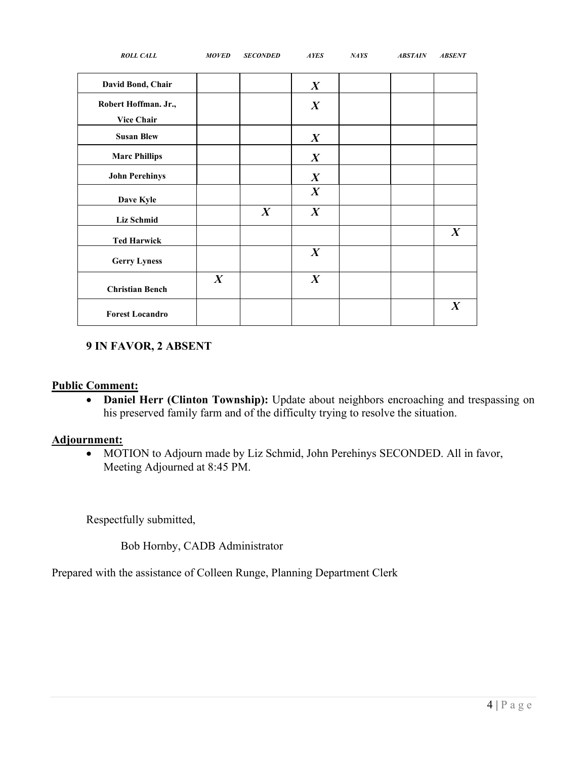| ROLL CALL | MOVED | SECONDED | AYES | NAYS | ABSTAIN | ABSENT |
|---|---|---|---|---|---|---|
| David Bond, Chair | | | X | | | |
| Robert Hoffman. Jr., Vice Chair | | | X | | | |
| Susan Blew | | | X | | | |
| Marc Phillips | | | X | | | |
| John Perehinys | | | X | | | |
| Dave Kyle | | | X | | | |
| Liz Schmid | | X | X | | | |
| Ted Harwick | | | | | | X |
| Gerry Lyness | | | X | | | |
| Christian Bench | X | | X | | | |
| Forest Locandro | | | | | | X |

**9 IN FAVOR, 2 ABSENT**

**Public Comment:**

- **Daniel Herr (Clinton Township):** Update about neighbors encroaching and trespassing on his preserved family farm and of the difficulty trying to resolve the situation.

**Adjournment:**

- MOTION to Adjourn made by Liz Schmid, John Perehinys SECONDED. All in favor, Meeting Adjourned at 8:45 PM.

Respectfully submitted,

Bob Hornby, CADB Administrator

Prepared with the assistance of Colleen Runge, Planning Department Clerk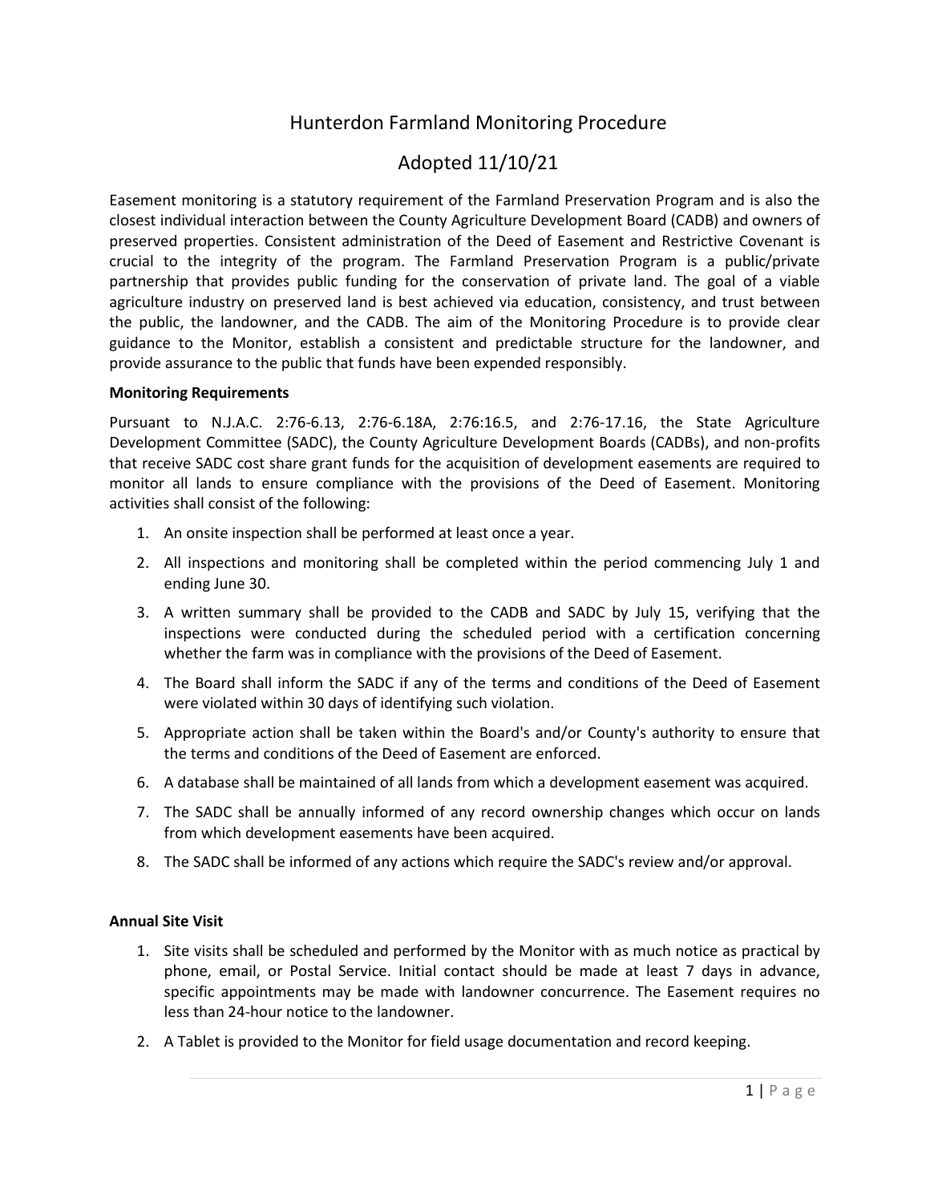# Hunterdon Farmland Monitoring Procedure

## Adopted 11/10/21

Easement monitoring is a statutory requirement of the Farmland Preservation Program and is also the closest individual interaction between the County Agriculture Development Board (CADB) and owners of preserved properties. Consistent administration of the Deed of Easement and Restrictive Covenant is crucial to the integrity of the program. The Farmland Preservation Program is a public/private partnership that provides public funding for the conservation of private land. The goal of a viable agriculture industry on preserved land is best achieved via education, consistency, and trust between the public, the landowner, and the CADB. The aim of the Monitoring Procedure is to provide clear guidance to the Monitor, establish a consistent and predictable structure for the landowner, and provide assurance to the public that funds have been expended responsibly.

**Monitoring Requirements**

Pursuant to N.J.A.C. 2:76-6.13, 2:76-6.18A, 2:76:16.5, and 2:76-17.16, the State Agriculture Development Committee (SADC), the County Agriculture Development Boards (CADBs), and non-profits that receive SADC cost share grant funds for the acquisition of development easements are required to monitor all lands to ensure compliance with the provisions of the Deed of Easement. Monitoring activities shall consist of the following:

1. An onsite inspection shall be performed at least once a year.
2. All inspections and monitoring shall be completed within the period commencing July 1 and ending June 30.
3. A written summary shall be provided to the CADB and SADC by July 15, verifying that the inspections were conducted during the scheduled period with a certification concerning whether the farm was in compliance with the provisions of the Deed of Easement.
4. The Board shall inform the SADC if any of the terms and conditions of the Deed of Easement were violated within 30 days of identifying such violation.
5. Appropriate action shall be taken within the Board's and/or County's authority to ensure that the terms and conditions of the Deed of Easement are enforced.
6. A database shall be maintained of all lands from which a development easement was acquired.
7. The SADC shall be annually informed of any record ownership changes which occur on lands from which development easements have been acquired.
8. The SADC shall be informed of any actions which require the SADC's review and/or approval.

**Annual Site Visit**

1. Site visits shall be scheduled and performed by the Monitor with as much notice as practical by phone, email, or Postal Service. Initial contact should be made at least 7 days in advance, specific appointments may be made with landowner concurrence. The Easement requires no less than 24-hour notice to the landowner.
2. A Tablet is provided to the Monitor for field usage documentation and record keeping.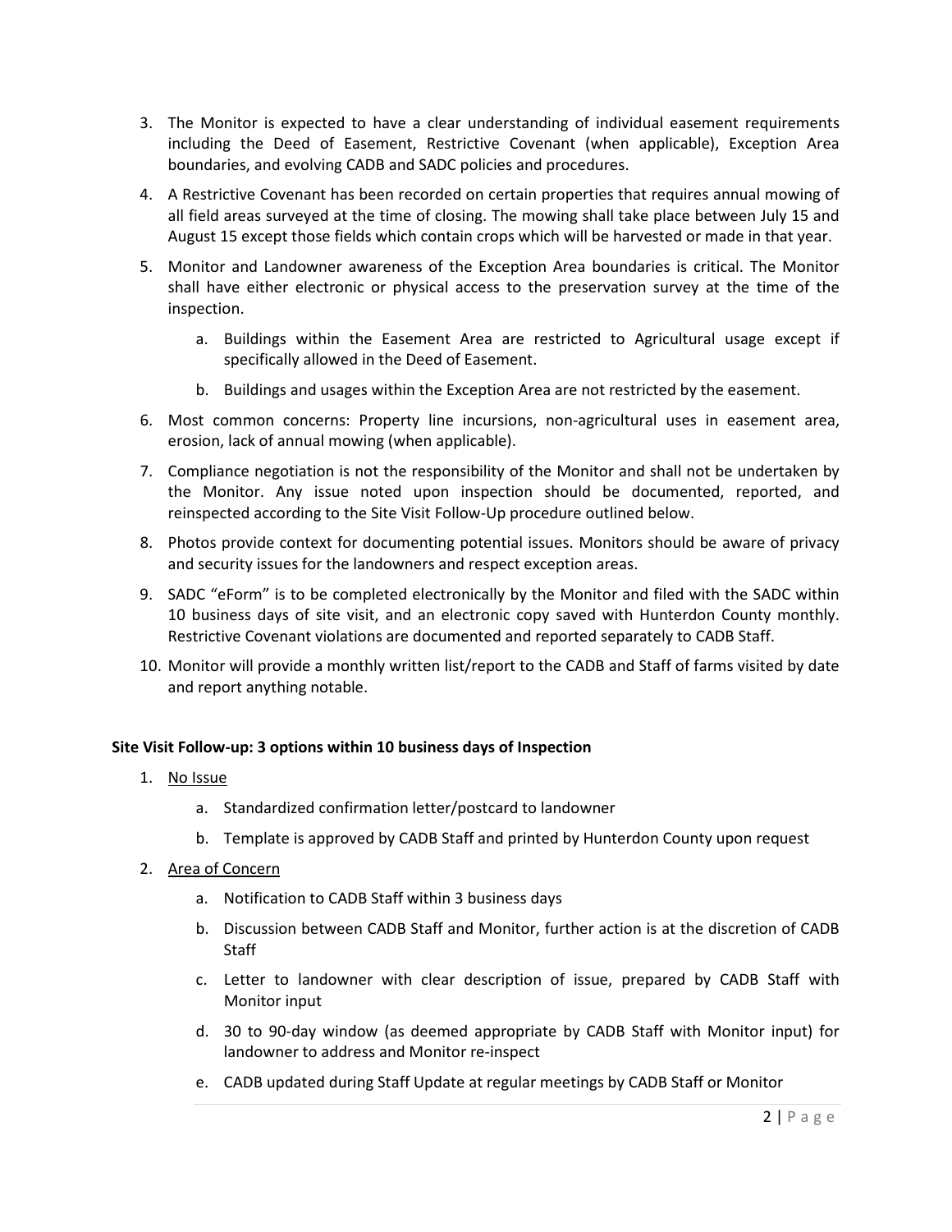3. The Monitor is expected to have a clear understanding of individual easement requirements including the Deed of Easement, Restrictive Covenant (when applicable), Exception Area boundaries, and evolving CADB and SADC policies and procedures.

4. A Restrictive Covenant has been recorded on certain properties that requires annual mowing of all field areas surveyed at the time of closing. The mowing shall take place between July 15 and August 15 except those fields which contain crops which will be harvested or made in that year.

5. Monitor and Landowner awareness of the Exception Area boundaries is critical. The Monitor shall have either electronic or physical access to the preservation survey at the time of the inspection.

    a. Buildings within the Easement Area are restricted to Agricultural usage except if specifically allowed in the Deed of Easement.

    b. Buildings and usages within the Exception Area are not restricted by the easement.

6. Most common concerns: Property line incursions, non-agricultural uses in easement area, erosion, lack of annual mowing (when applicable).

7. Compliance negotiation is not the responsibility of the Monitor and shall not be undertaken by the Monitor. Any issue noted upon inspection should be documented, reported, and reinspected according to the Site Visit Follow-Up procedure outlined below.

8. Photos provide context for documenting potential issues. Monitors should be aware of privacy and security issues for the landowners and respect exception areas.

9. SADC "eForm" is to be completed electronically by the Monitor and filed with the SADC within 10 business days of site visit, and an electronic copy saved with Hunterdon County monthly. Restrictive Covenant violations are documented and reported separately to CADB Staff.

10. Monitor will provide a monthly written list/report to the CADB and Staff of farms visited by date and report anything notable.

**Site Visit Follow-up: 3 options within 10 business days of Inspection**

1. <u>No Issue</u>

    a. Standardized confirmation letter/postcard to landowner

    b. Template is approved by CADB Staff and printed by Hunterdon County upon request

2. <u>Area of Concern</u>

    a. Notification to CADB Staff within 3 business days

    b. Discussion between CADB Staff and Monitor, further action is at the discretion of CADB Staff

    c. Letter to landowner with clear description of issue, prepared by CADB Staff with Monitor input

    d. 30 to 90-day window (as deemed appropriate by CADB Staff with Monitor input) for landowner to address and Monitor re-inspect

    e. CADB updated during Staff Update at regular meetings by CADB Staff or Monitor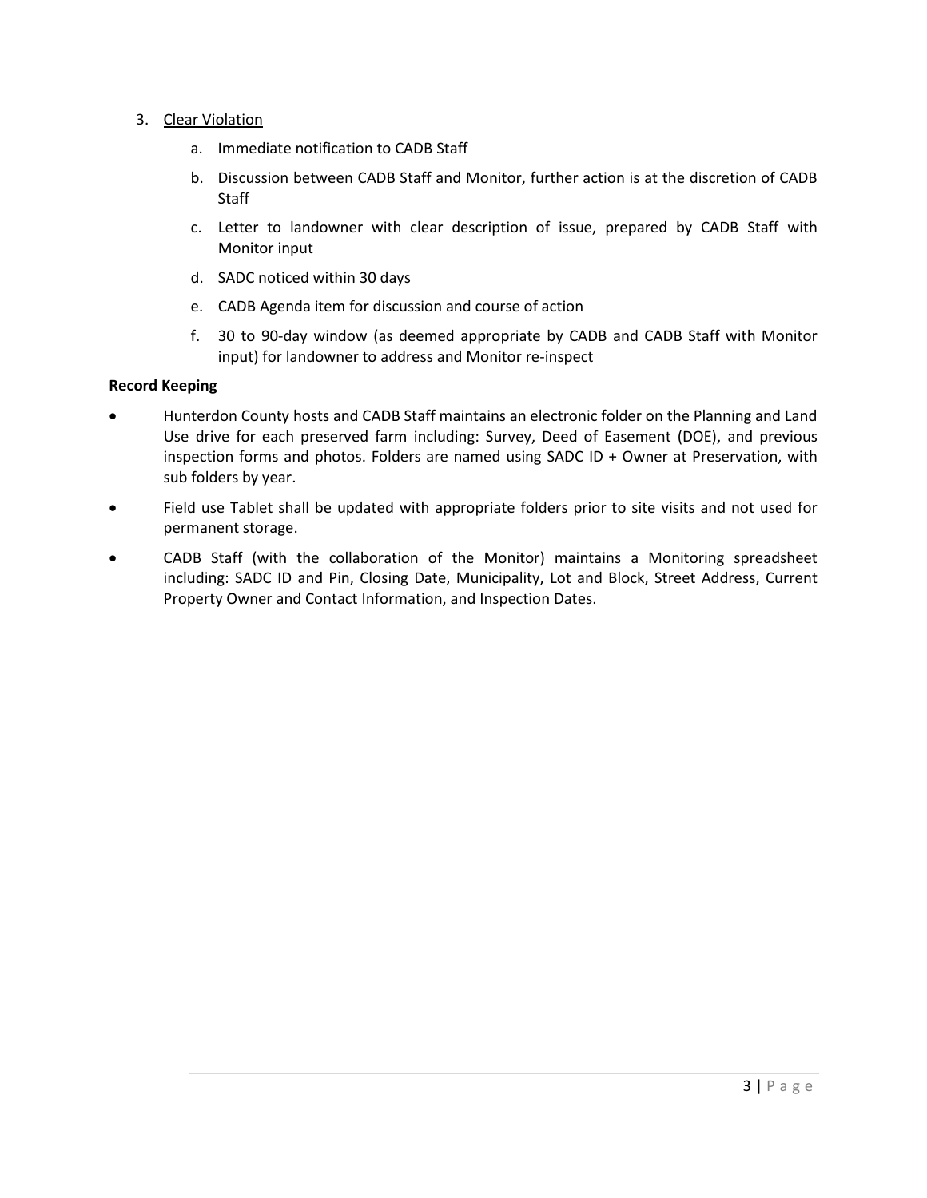3. <u>Clear Violation</u>
    a. Immediate notification to CADB Staff
    b. Discussion between CADB Staff and Monitor, further action is at the discretion of CADB Staff
    c. Letter to landowner with clear description of issue, prepared by CADB Staff with Monitor input
    d. SADC noticed within 30 days
    e. CADB Agenda item for discussion and course of action
    f. 30 to 90-day window (as deemed appropriate by CADB and CADB Staff with Monitor input) for landowner to address and Monitor re-inspect

**Record Keeping**

- Hunterdon County hosts and CADB Staff maintains an electronic folder on the Planning and Land Use drive for each preserved farm including: Survey, Deed of Easement (DOE), and previous inspection forms and photos. Folders are named using SADC ID + Owner at Preservation, with sub folders by year.
- Field use Tablet shall be updated with appropriate folders prior to site visits and not used for permanent storage.
- CADB Staff (with the collaboration of the Monitor) maintains a Monitoring spreadsheet including: SADC ID and Pin, Closing Date, Municipality, Lot and Block, Street Address, Current Property Owner and Contact Information, and Inspection Dates.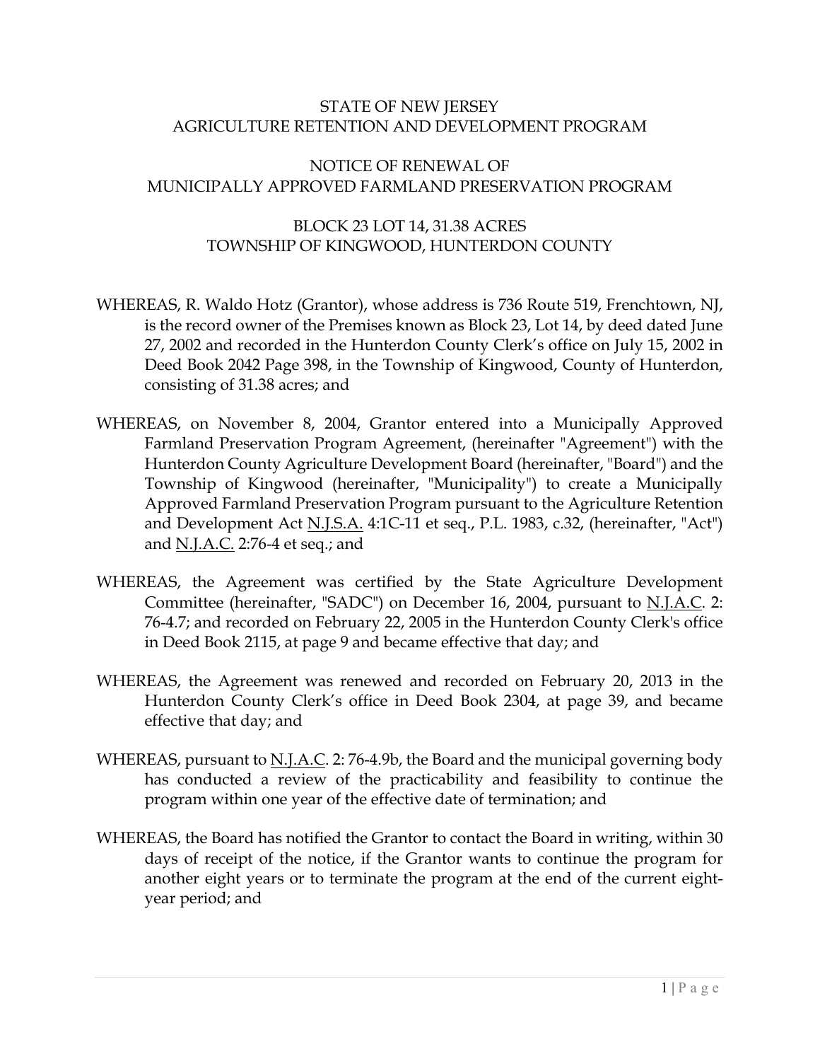STATE OF NEW JERSEY
AGRICULTURE RETENTION AND DEVELOPMENT PROGRAM

NOTICE OF RENEWAL OF
MUNICIPALLY APPROVED FARMLAND PRESERVATION PROGRAM

BLOCK 23 LOT 14, 31.38 ACRES
TOWNSHIP OF KINGWOOD, HUNTERDON COUNTY

WHEREAS, R. Waldo Hotz (Grantor), whose address is 736 Route 519, Frenchtown, NJ, is the record owner of the Premises known as Block 23, Lot 14, by deed dated June 27, 2002 and recorded in the Hunterdon County Clerk's office on July 15, 2002 in Deed Book 2042 Page 398, in the Township of Kingwood, County of Hunterdon, consisting of 31.38 acres; and

WHEREAS, on November 8, 2004, Grantor entered into a Municipally Approved Farmland Preservation Program Agreement, (hereinafter "Agreement") with the Hunterdon County Agriculture Development Board (hereinafter, "Board") and the Township of Kingwood (hereinafter, "Municipality") to create a Municipally Approved Farmland Preservation Program pursuant to the Agriculture Retention and Development Act N.J.S.A. 4:1C-11 et seq., P.L. 1983, c.32, (hereinafter, "Act") and N.J.A.C. 2:76-4 et seq.; and

WHEREAS, the Agreement was certified by the State Agriculture Development Committee (hereinafter, "SADC") on December 16, 2004, pursuant to N.J.A.C. 2: 76-4.7; and recorded on February 22, 2005 in the Hunterdon County Clerk's office in Deed Book 2115, at page 9 and became effective that day; and

WHEREAS, the Agreement was renewed and recorded on February 20, 2013 in the Hunterdon County Clerk's office in Deed Book 2304, at page 39, and became effective that day; and

WHEREAS, pursuant to N.J.A.C. 2: 76-4.9b, the Board and the municipal governing body has conducted a review of the practicability and feasibility to continue the program within one year of the effective date of termination; and

WHEREAS, the Board has notified the Grantor to contact the Board in writing, within 30 days of receipt of the notice, if the Grantor wants to continue the program for another eight years or to terminate the program at the end of the current eight-year period; and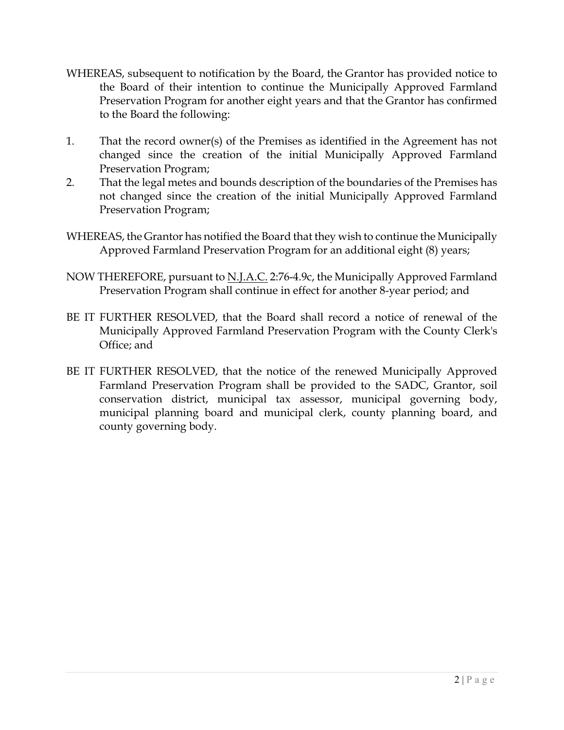WHEREAS, subsequent to notification by the Board, the Grantor has provided notice to the Board of their intention to continue the Municipally Approved Farmland Preservation Program for another eight years and that the Grantor has confirmed to the Board the following:

1. That the record owner(s) of the Premises as identified in the Agreement has not changed since the creation of the initial Municipally Approved Farmland Preservation Program;
2. That the legal metes and bounds description of the boundaries of the Premises has not changed since the creation of the initial Municipally Approved Farmland Preservation Program;

WHEREAS, the Grantor has notified the Board that they wish to continue the Municipally Approved Farmland Preservation Program for an additional eight (8) years;

NOW THEREFORE, pursuant to <u>N.J.A.C.</u> 2:76-4.9c, the Municipally Approved Farmland Preservation Program shall continue in effect for another 8-year period; and

BE IT FURTHER RESOLVED, that the Board shall record a notice of renewal of the Municipally Approved Farmland Preservation Program with the County Clerk's Office; and

BE IT FURTHER RESOLVED, that the notice of the renewed Municipally Approved Farmland Preservation Program shall be provided to the SADC, Grantor, soil conservation district, municipal tax assessor, municipal governing body, municipal planning board and municipal clerk, county planning board, and county governing body.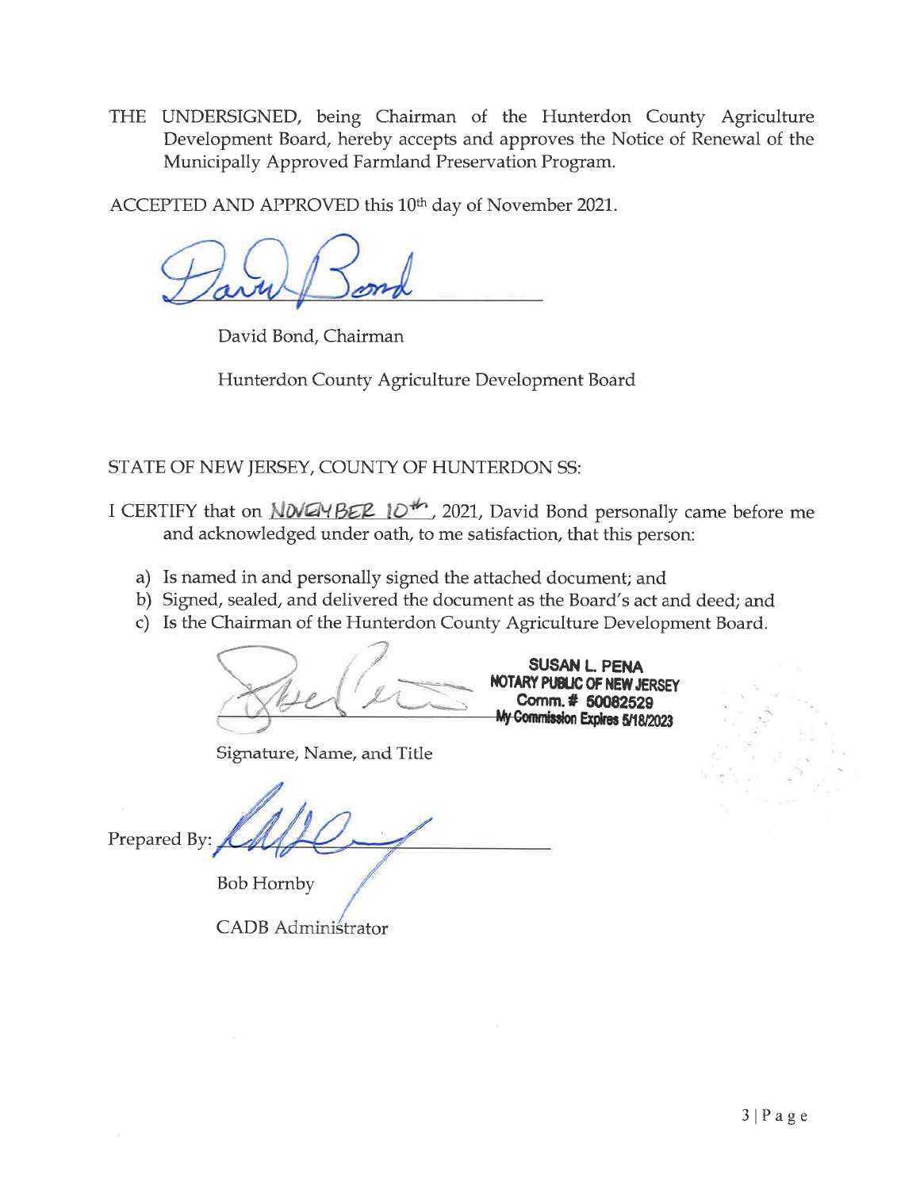THE UNDERSIGNED, being Chairman of the Hunterdon County Agriculture Development Board, hereby accepts and approves the Notice of Renewal of the Municipally Approved Farmland Preservation Program.

ACCEPTED AND APPROVED this 10th day of November 2021.

David Bond

David Bond, Chairman

Hunterdon County Agriculture Development Board

STATE OF NEW JERSEY, COUNTY OF HUNTERDON SS:

I CERTIFY that on NOVEMBER 10th, 2021, David Bond personally came before me and acknowledged under oath, to me satisfaction, that this person:

a) Is named in and personally signed the attached document; and
b) Signed, sealed, and delivered the document as the Board's act and deed; and
c) Is the Chairman of the Hunterdon County Agriculture Development Board.

SUSAN L. PENA
NOTARY PUBLIC OF NEW JERSEY
Comm. # 50082529
My Commission Expires 5/18/2023

Signature, Name, and Title

Prepared By:

Bob Hornby

CADB Administrator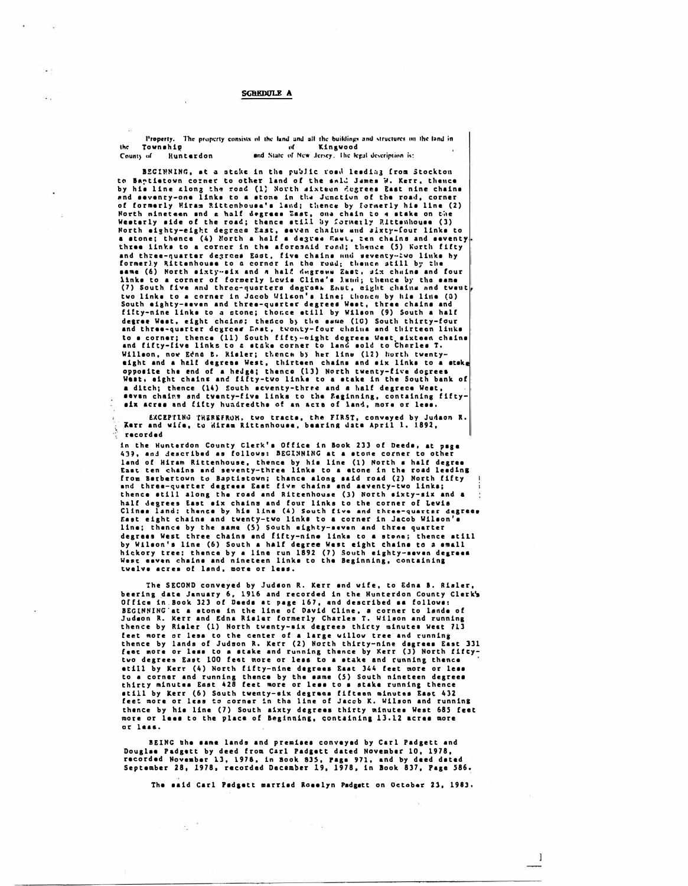## SCHEDULE A

Property. The property consists of the land and all the buildings and structures on the land in the Township of Kingwood County of Hunterdon and State of New Jersey. The legal description is:

BEGINNING, at a stake in the public road leading from Stockton to Baptistown corner to other land of the said James W. Kerr, thence by his line along the road (1) North sixteen degrees East nine chains and seventy-one links to a stone in the Junction of the road, corner of formerly Hiram Rittenhouse's land; thence by formerly his line (2) North nineteen and a half degrees East, one chain to a stake on the Westerly side of the road; thence still by formerly Rittenhouse (3) North eighty-eight degrees East, seven chains and sixty-four links to a stone; thence (4) North a half a degree East, ten chains and seventy-three links to a corner in the aforesaid road; thence (5) North fifty and three-quarter degrees East, five chains and seventy-two links by formerly Rittenhouse to a corner in the road; thence still by the same (6) North sixty-six and a half degrees East, six chains and four links to a corner of formerly Lewis Cline's land; thence by the same (7) South five and three-quarters degrees East, eight chains and twenty-two links to a corner in Jacob Wilson's line; thence by his line (8) South eighty-seven and three-quarter degrees West, three chains and fifty-nine links to a stone; thence still by Wilson (9) South a half degree West, eight chains; thence by the same (10) South thirty-four and three-quarter degrees East, twenty-four chains and thirteen links to a corner; thence (11) South fifty-eight degrees West sixteen chains and fifty-five links to a stake corner to land sold to Charles T. Willson, now Edna B. Risler; thence by her line (12) North twenty-eight and a half degrees West, thirteen chains and six links to a stake opposite the end of a hedge; thence (13) North twenty-five degrees West, eight chains and fifty-two links to a stake in the South bank of a ditch; thence (14) South seventy-three and a half degrees West, seven chains and twenty-five links to the Beginning, containing fifty-six acres and fifty hundredths of an acre of land, more or less.

EXCEPTING THEREFROM, two tracts, the FIRST, conveyed by Judson R. Kerr and wife, to Hiram Rittenhouse, bearing date April 1, 1892, recorded in the Hunterdon County Clerk's Office in Book 233 of Deeds, at page 439, and described as follows: BEGINNING at a stone corner to other land of Hiram Rittenhouse, thence by his line (1) North a half degree East ten chains and seventy-three links to a stone in the road leading from Barbertown to Baptistown; thence along said road (2) North fifty and three-quarter degrees East five chains and seventy-two links; thence still along the road and Rittenhouse (3) North sixty-six and a half degrees East six chains and four links to the corner of Lewis Clines land; thence by his line (4) South five and three-quarter degrees East eight chains and twenty-two links to a corner in Jacob Wilson's line; thence by the same (5) South eighty-seven and three quarter degrees West three chains and fifty-nine links to a stone; thence still by Wilson's line (6) South a half degree West eight chains to a small hickory tree; thence by a line run 1892 (7) South eighty-seven degrees West seven chains and nineteen links to the Beginning, containing twelve acres of land, more or less.

The SECOND conveyed by Judson R. Kerr and wife, to Edna B. Risler, bearing date January 6, 1916 and recorded in the Hunterdon County Clerk's Office in Book 323 of Deeds at page 167, and described as follows: BEGINNING at a stone in the line of David Cline, a corner to lands of Judson R. Kerr and Edna Risler formerly Charles T. Wilson and running thence by Risler (1) North twenty-six degrees thirty minutes West 713 feet more or less to the center of a large willow tree and running thence by lands of Judson R. Kerr (2) North thirty-nine degrees East 331 feet more or less to a stake and running thence by Kerr (3) North fifty-two degrees East 100 feet more or less to a stake and running thence still by Kerr (4) North fifty-nine degrees East 344 feet more or less to a corner and running thence by the same (5) South nineteen degrees thirty minutes East 428 feet more or less to a stake running thence still by Kerr (6) South twenty-six degrees fifteen minutes East 432 feet more or less to corner in the line of Jacob K. Wilson and running thence by his line (7) South sixty degrees thirty minutes West 685 feet more or less to the place of Beginning, containing 13.12 acres more or less.

BEING the same lands and premises conveyed by Carl Padgett and Douglas Padgett by deed from Carl Padgett dated November 10, 1978, recorded November 13, 1978, in Book 835, Page 971, and by deed dated September 28, 1978, recorded December 19, 1978, in Book 837, Page 586.

The said Carl Padgett married Roselyn Padgett on October 23, 1983.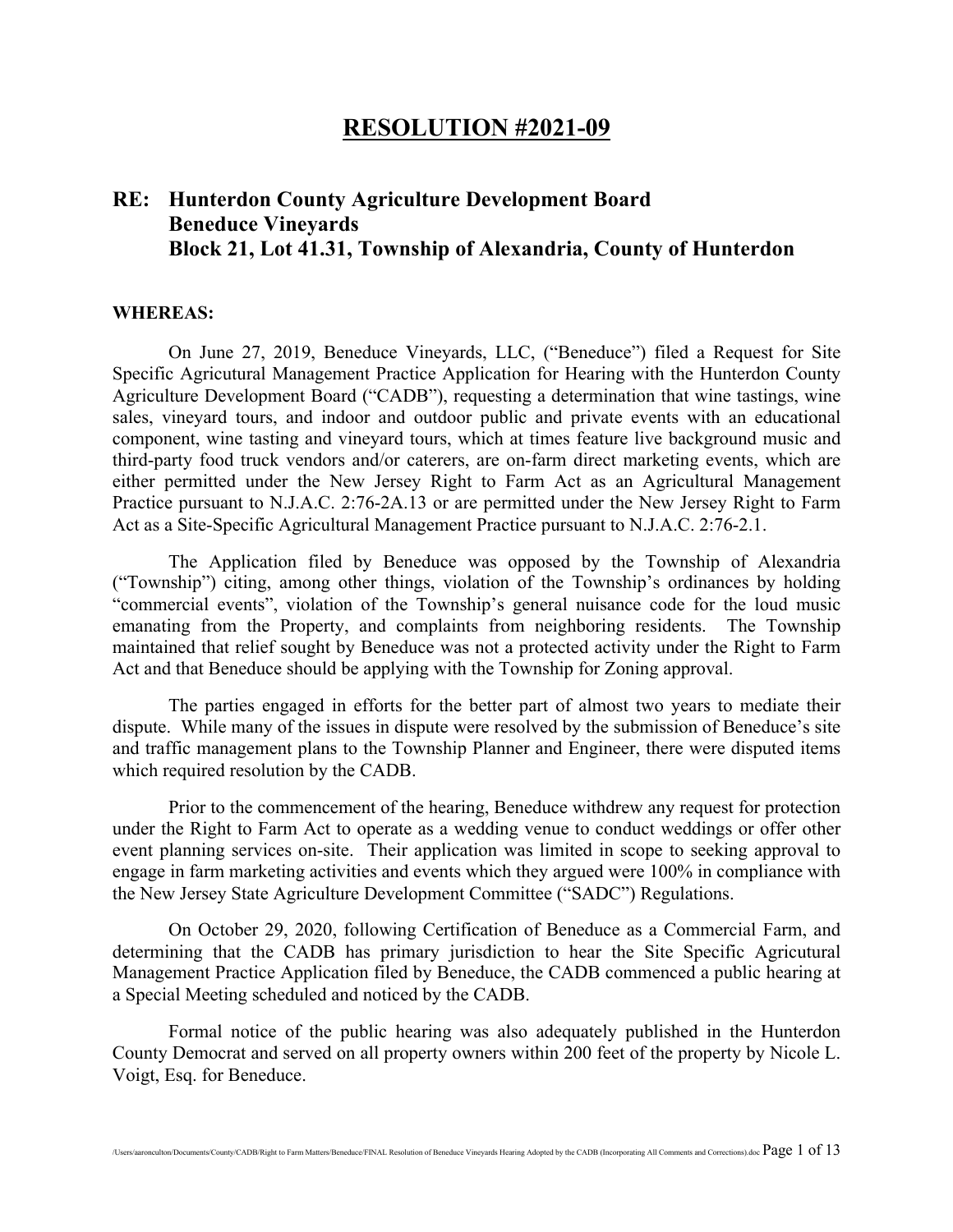# RESOLUTION #2021-09

## RE: Hunterdon County Agriculture Development Board
## Beneduce Vineyards
## Block 21, Lot 41.31, Township of Alexandria, County of Hunterdon

**WHEREAS:**

On June 27, 2019, Beneduce Vineyards, LLC, ("Beneduce") filed a Request for Site Specific Agricultural Management Practice Application for Hearing with the Hunterdon County Agriculture Development Board ("CADB"), requesting a determination that wine tastings, wine sales, vineyard tours, and indoor and outdoor public and private events with an educational component, wine tasting and vineyard tours, which at times feature live background music and third-party food truck vendors and/or caterers, are on-farm direct marketing events, which are either permitted under the New Jersey Right to Farm Act as an Agricultural Management Practice pursuant to N.J.A.C. 2:76-2A.13 or are permitted under the New Jersey Right to Farm Act as a Site-Specific Agricultural Management Practice pursuant to N.J.A.C. 2:76-2.1.

The Application filed by Beneduce was opposed by the Township of Alexandria ("Township") citing, among other things, violation of the Township's ordinances by holding "commercial events", violation of the Township's general nuisance code for the loud music emanating from the Property, and complaints from neighboring residents. The Township maintained that relief sought by Beneduce was not a protected activity under the Right to Farm Act and that Beneduce should be applying with the Township for Zoning approval.

The parties engaged in efforts for the better part of almost two years to mediate their dispute. While many of the issues in dispute were resolved by the submission of Beneduce's site and traffic management plans to the Township Planner and Engineer, there were disputed items which required resolution by the CADB.

Prior to the commencement of the hearing, Beneduce withdrew any request for protection under the Right to Farm Act to operate as a wedding venue to conduct weddings or offer other event planning services on-site. Their application was limited in scope to seeking approval to engage in farm marketing activities and events which they argued were 100% in compliance with the New Jersey State Agriculture Development Committee ("SADC") Regulations.

On October 29, 2020, following Certification of Beneduce as a Commercial Farm, and determining that the CADB has primary jurisdiction to hear the Site Specific Agricultural Management Practice Application filed by Beneduce, the CADB commenced a public hearing at a Special Meeting scheduled and noticed by the CADB.

Formal notice of the public hearing was also adequately published in the Hunterdon County Democrat and served on all property owners within 200 feet of the property by Nicole L. Voigt, Esq. for Beneduce.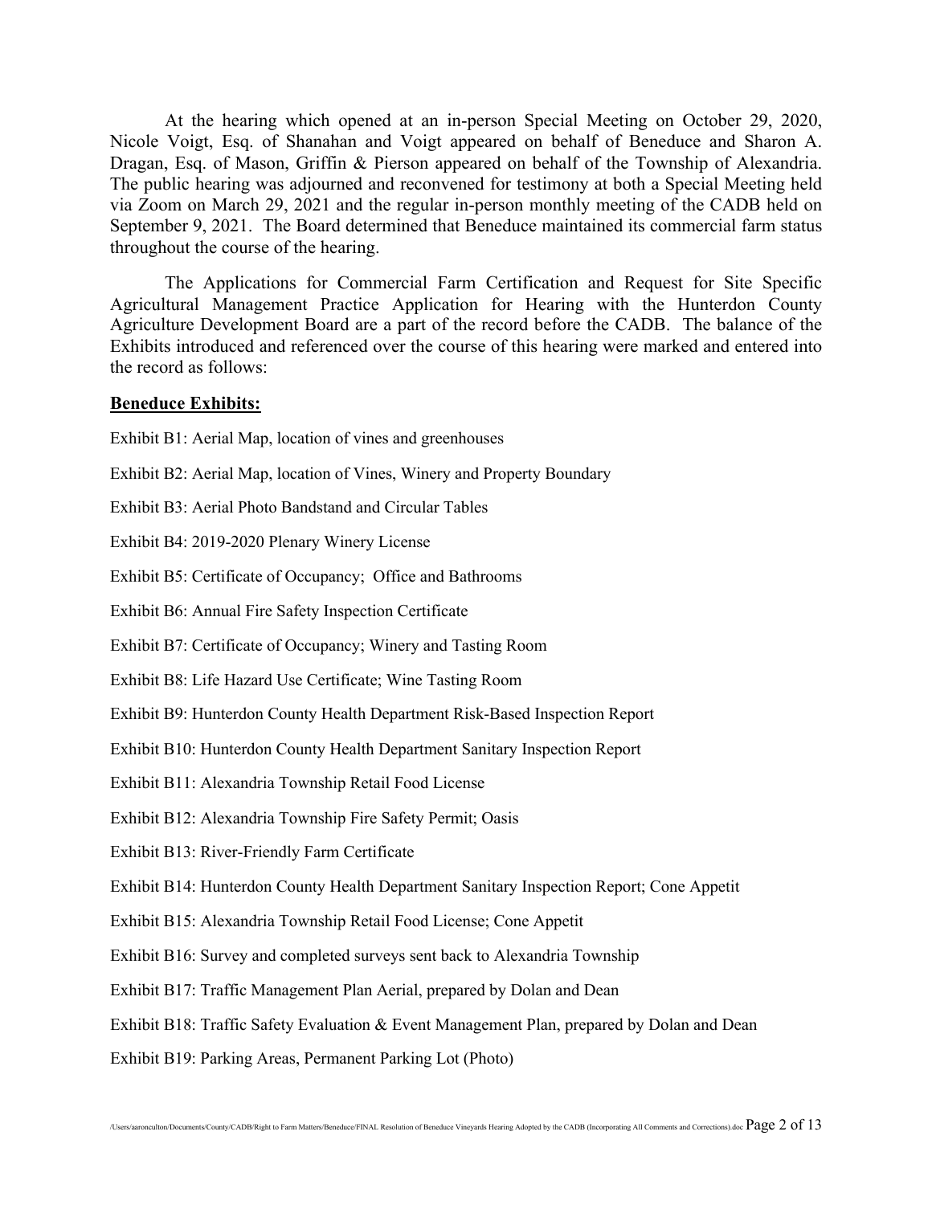At the hearing which opened at an in-person Special Meeting on October 29, 2020, Nicole Voigt, Esq. of Shanahan and Voigt appeared on behalf of Beneduce and Sharon A. Dragan, Esq. of Mason, Griffin & Pierson appeared on behalf of the Township of Alexandria. The public hearing was adjourned and reconvened for testimony at both a Special Meeting held via Zoom on March 29, 2021 and the regular in-person monthly meeting of the CADB held on September 9, 2021. The Board determined that Beneduce maintained its commercial farm status throughout the course of the hearing.

The Applications for Commercial Farm Certification and Request for Site Specific Agricultural Management Practice Application for Hearing with the Hunterdon County Agriculture Development Board are a part of the record before the CADB. The balance of the Exhibits introduced and referenced over the course of this hearing were marked and entered into the record as follows:

**Beneduce Exhibits:**

Exhibit B1: Aerial Map, location of vines and greenhouses

Exhibit B2: Aerial Map, location of Vines, Winery and Property Boundary

Exhibit B3: Aerial Photo Bandstand and Circular Tables

Exhibit B4: 2019-2020 Plenary Winery License

Exhibit B5: Certificate of Occupancy; Office and Bathrooms

Exhibit B6: Annual Fire Safety Inspection Certificate

Exhibit B7: Certificate of Occupancy; Winery and Tasting Room

Exhibit B8: Life Hazard Use Certificate; Wine Tasting Room

Exhibit B9: Hunterdon County Health Department Risk-Based Inspection Report

Exhibit B10: Hunterdon County Health Department Sanitary Inspection Report

Exhibit B11: Alexandria Township Retail Food License

Exhibit B12: Alexandria Township Fire Safety Permit; Oasis

Exhibit B13: River-Friendly Farm Certificate

Exhibit B14: Hunterdon County Health Department Sanitary Inspection Report; Cone Appetit

Exhibit B15: Alexandria Township Retail Food License; Cone Appetit

Exhibit B16: Survey and completed surveys sent back to Alexandria Township

Exhibit B17: Traffic Management Plan Aerial, prepared by Dolan and Dean

Exhibit B18: Traffic Safety Evaluation & Event Management Plan, prepared by Dolan and Dean

Exhibit B19: Parking Areas, Permanent Parking Lot (Photo)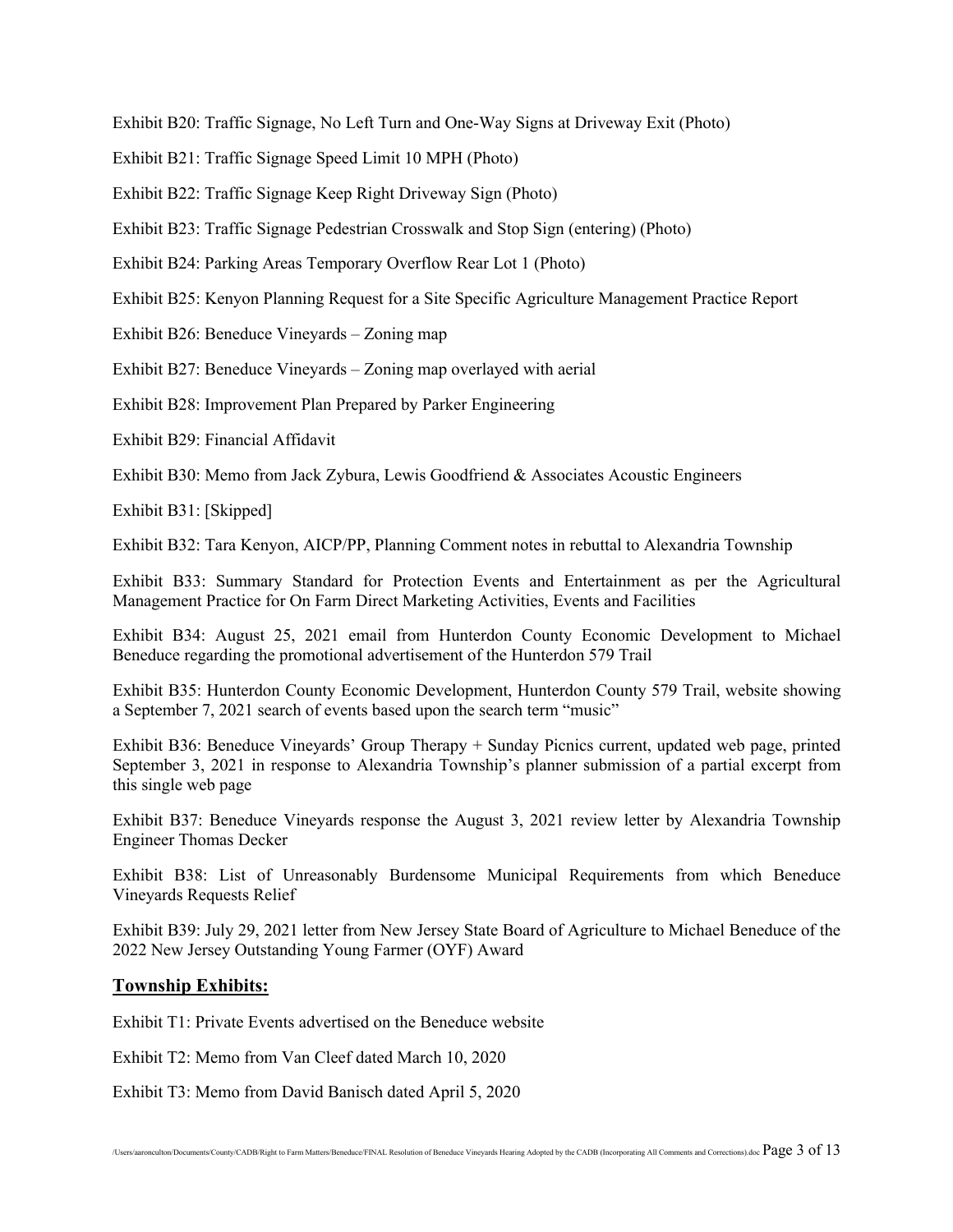Exhibit B20: Traffic Signage, No Left Turn and One-Way Signs at Driveway Exit (Photo)

Exhibit B21: Traffic Signage Speed Limit 10 MPH (Photo)

Exhibit B22: Traffic Signage Keep Right Driveway Sign (Photo)

Exhibit B23: Traffic Signage Pedestrian Crosswalk and Stop Sign (entering) (Photo)

Exhibit B24: Parking Areas Temporary Overflow Rear Lot 1 (Photo)

Exhibit B25: Kenyon Planning Request for a Site Specific Agriculture Management Practice Report

Exhibit B26: Beneduce Vineyards – Zoning map

Exhibit B27: Beneduce Vineyards – Zoning map overlayed with aerial

Exhibit B28: Improvement Plan Prepared by Parker Engineering

Exhibit B29: Financial Affidavit

Exhibit B30: Memo from Jack Zybura, Lewis Goodfriend & Associates Acoustic Engineers

Exhibit B31: [Skipped]

Exhibit B32: Tara Kenyon, AICP/PP, Planning Comment notes in rebuttal to Alexandria Township

Exhibit B33: Summary Standard for Protection Events and Entertainment as per the Agricultural Management Practice for On Farm Direct Marketing Activities, Events and Facilities

Exhibit B34: August 25, 2021 email from Hunterdon County Economic Development to Michael Beneduce regarding the promotional advertisement of the Hunterdon 579 Trail

Exhibit B35: Hunterdon County Economic Development, Hunterdon County 579 Trail, website showing a September 7, 2021 search of events based upon the search term "music"

Exhibit B36: Beneduce Vineyards' Group Therapy + Sunday Picnics current, updated web page, printed September 3, 2021 in response to Alexandria Township's planner submission of a partial excerpt from this single web page

Exhibit B37: Beneduce Vineyards response the August 3, 2021 review letter by Alexandria Township Engineer Thomas Decker

Exhibit B38: List of Unreasonably Burdensome Municipal Requirements from which Beneduce Vineyards Requests Relief

Exhibit B39: July 29, 2021 letter from New Jersey State Board of Agriculture to Michael Beneduce of the 2022 New Jersey Outstanding Young Farmer (OYF) Award

## Township Exhibits:

Exhibit T1: Private Events advertised on the Beneduce website

Exhibit T2: Memo from Van Cleef dated March 10, 2020

Exhibit T3: Memo from David Banisch dated April 5, 2020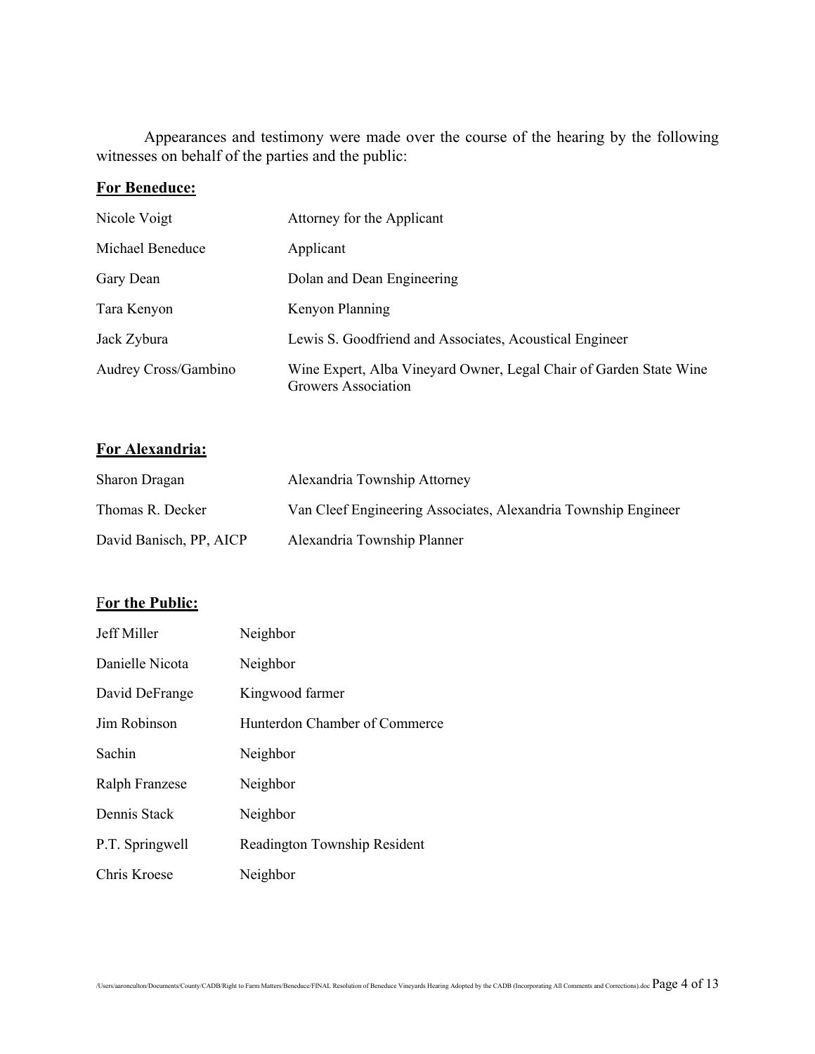Appearances and testimony were made over the course of the hearing by the following witnesses on behalf of the parties and the public:

**For Beneduce:**

| | |
|---|---|
| Nicole Voigt | Attorney for the Applicant |
| Michael Beneduce | Applicant |
| Gary Dean | Dolan and Dean Engineering |
| Tara Kenyon | Kenyon Planning |
| Jack Zybura | Lewis S. Goodfriend and Associates, Acoustical Engineer |
| Audrey Cross/Gambino | Wine Expert, Alba Vineyard Owner, Legal Chair of Garden State Wine Growers Association |

**For Alexandria:**

| | |
|---|---|
| Sharon Dragan | Alexandria Township Attorney |
| Thomas R. Decker | Van Cleef Engineering Associates, Alexandria Township Engineer |
| David Banisch, PP, AICP | Alexandria Township Planner |

**For the Public:**

| | |
|---|---|
| Jeff Miller | Neighbor |
| Danielle Nicota | Neighbor |
| David DeFrange | Kingwood farmer |
| Jim Robinson | Hunterdon Chamber of Commerce |
| Sachin | Neighbor |
| Ralph Franzese | Neighbor |
| Dennis Stack | Neighbor |
| P.T. Springwell | Readington Township Resident |
| Chris Kroese | Neighbor |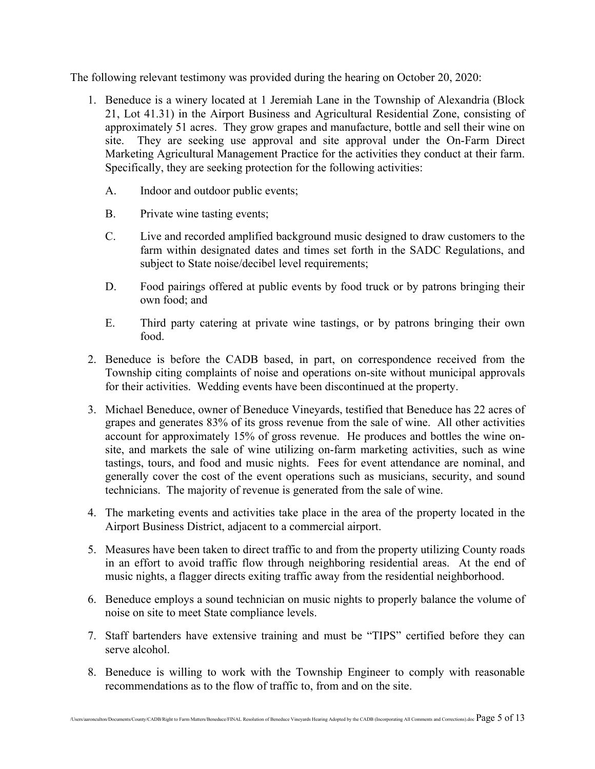The following relevant testimony was provided during the hearing on October 20, 2020:

1. Beneduce is a winery located at 1 Jeremiah Lane in the Township of Alexandria (Block 21, Lot 41.31) in the Airport Business and Agricultural Residential Zone, consisting of approximately 51 acres. They grow grapes and manufacture, bottle and sell their wine on site. They are seeking use approval and site approval under the On-Farm Direct Marketing Agricultural Management Practice for the activities they conduct at their farm. Specifically, they are seeking protection for the following activities:

   A. Indoor and outdoor public events;

   B. Private wine tasting events;

   C. Live and recorded amplified background music designed to draw customers to the farm within designated dates and times set forth in the SADC Regulations, and subject to State noise/decibel level requirements;

   D. Food pairings offered at public events by food truck or by patrons bringing their own food; and

   E. Third party catering at private wine tastings, or by patrons bringing their own food.

2. Beneduce is before the CADB based, in part, on correspondence received from the Township citing complaints of noise and operations on-site without municipal approvals for their activities. Wedding events have been discontinued at the property.

3. Michael Beneduce, owner of Beneduce Vineyards, testified that Beneduce has 22 acres of grapes and generates 83% of its gross revenue from the sale of wine. All other activities account for approximately 15% of gross revenue. He produces and bottles the wine on-site, and markets the sale of wine utilizing on-farm marketing activities, such as wine tastings, tours, and food and music nights. Fees for event attendance are nominal, and generally cover the cost of the event operations such as musicians, security, and sound technicians. The majority of revenue is generated from the sale of wine.

4. The marketing events and activities take place in the area of the property located in the Airport Business District, adjacent to a commercial airport.

5. Measures have been taken to direct traffic to and from the property utilizing County roads in an effort to avoid traffic flow through neighboring residential areas. At the end of music nights, a flagger directs exiting traffic away from the residential neighborhood.

6. Beneduce employs a sound technician on music nights to properly balance the volume of noise on site to meet State compliance levels.

7. Staff bartenders have extensive training and must be "TIPS" certified before they can serve alcohol.

8. Beneduce is willing to work with the Township Engineer to comply with reasonable recommendations as to the flow of traffic to, from and on the site.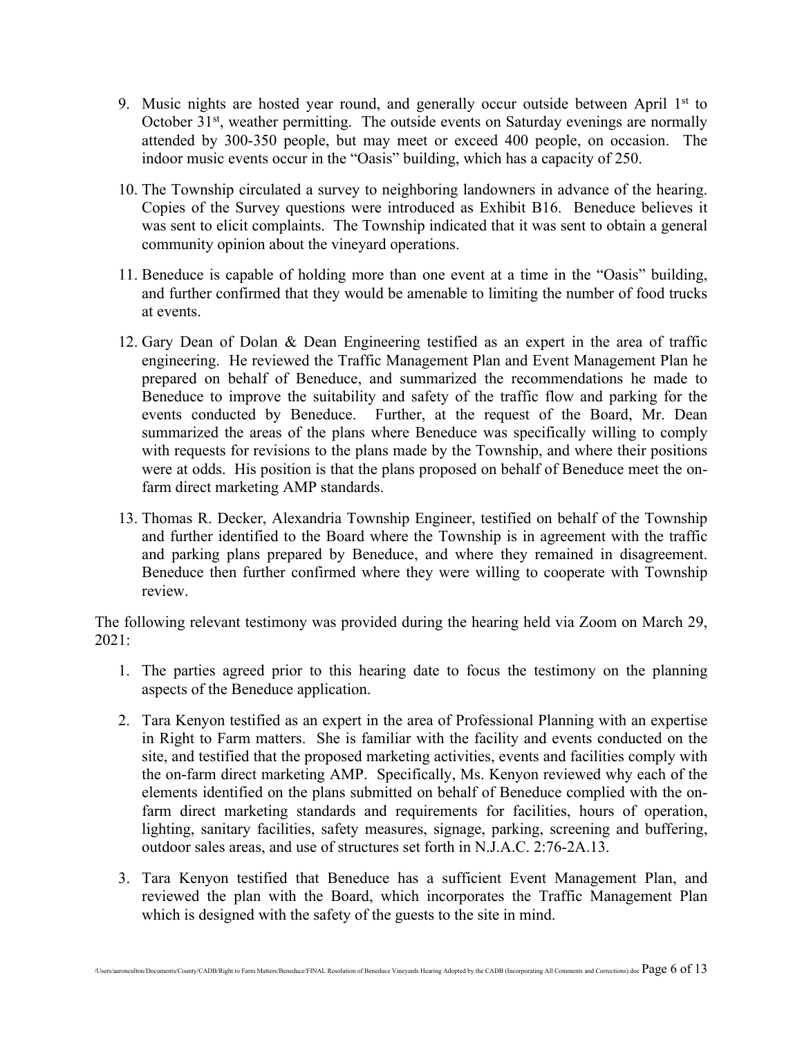9. Music nights are hosted year round, and generally occur outside between April 1st to October 31st, weather permitting. The outside events on Saturday evenings are normally attended by 300-350 people, but may meet or exceed 400 people, on occasion. The indoor music events occur in the "Oasis" building, which has a capacity of 250.

10. The Township circulated a survey to neighboring landowners in advance of the hearing. Copies of the Survey questions were introduced as Exhibit B16. Beneduce believes it was sent to elicit complaints. The Township indicated that it was sent to obtain a general community opinion about the vineyard operations.

11. Beneduce is capable of holding more than one event at a time in the "Oasis" building, and further confirmed that they would be amenable to limiting the number of food trucks at events.

12. Gary Dean of Dolan & Dean Engineering testified as an expert in the area of traffic engineering. He reviewed the Traffic Management Plan and Event Management Plan he prepared on behalf of Beneduce, and summarized the recommendations he made to Beneduce to improve the suitability and safety of the traffic flow and parking for the events conducted by Beneduce. Further, at the request of the Board, Mr. Dean summarized the areas of the plans where Beneduce was specifically willing to comply with requests for revisions to the plans made by the Township, and where their positions were at odds. His position is that the plans proposed on behalf of Beneduce meet the on-farm direct marketing AMP standards.

13. Thomas R. Decker, Alexandria Township Engineer, testified on behalf of the Township and further identified to the Board where the Township is in agreement with the traffic and parking plans prepared by Beneduce, and where they remained in disagreement. Beneduce then further confirmed where they were willing to cooperate with Township review.

The following relevant testimony was provided during the hearing held via Zoom on March 29, 2021:

1. The parties agreed prior to this hearing date to focus the testimony on the planning aspects of the Beneduce application.

2. Tara Kenyon testified as an expert in the area of Professional Planning with an expertise in Right to Farm matters. She is familiar with the facility and events conducted on the site, and testified that the proposed marketing activities, events and facilities comply with the on-farm direct marketing AMP. Specifically, Ms. Kenyon reviewed why each of the elements identified on the plans submitted on behalf of Beneduce complied with the on-farm direct marketing standards and requirements for facilities, hours of operation, lighting, sanitary facilities, safety measures, signage, parking, screening and buffering, outdoor sales areas, and use of structures set forth in N.J.A.C. 2:76-2A.13.

3. Tara Kenyon testified that Beneduce has a sufficient Event Management Plan, and reviewed the plan with the Board, which incorporates the Traffic Management Plan which is designed with the safety of the guests to the site in mind.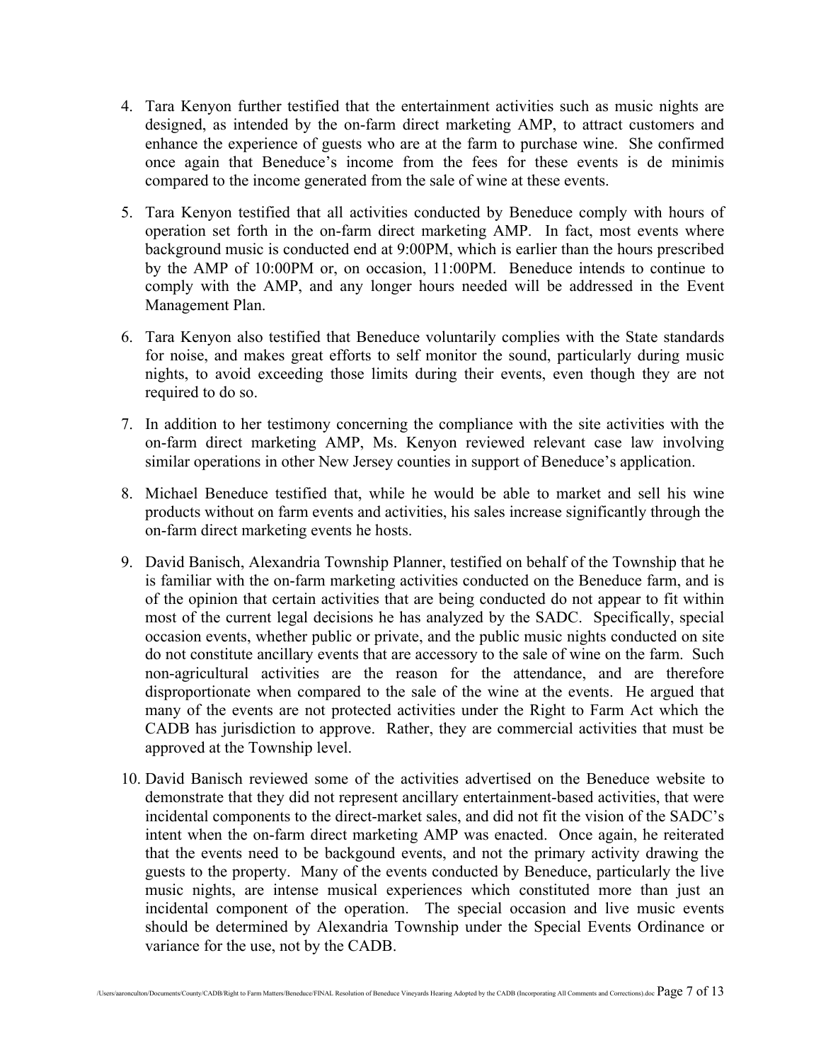4. Tara Kenyon further testified that the entertainment activities such as music nights are designed, as intended by the on-farm direct marketing AMP, to attract customers and enhance the experience of guests who are at the farm to purchase wine. She confirmed once again that Beneduce's income from the fees for these events is de minimis compared to the income generated from the sale of wine at these events.

5. Tara Kenyon testified that all activities conducted by Beneduce comply with hours of operation set forth in the on-farm direct marketing AMP. In fact, most events where background music is conducted end at 9:00PM, which is earlier than the hours prescribed by the AMP of 10:00PM or, on occasion, 11:00PM. Beneduce intends to continue to comply with the AMP, and any longer hours needed will be addressed in the Event Management Plan.

6. Tara Kenyon also testified that Beneduce voluntarily complies with the State standards for noise, and makes great efforts to self monitor the sound, particularly during music nights, to avoid exceeding those limits during their events, even though they are not required to do so.

7. In addition to her testimony concerning the compliance with the site activities with the on-farm direct marketing AMP, Ms. Kenyon reviewed relevant case law involving similar operations in other New Jersey counties in support of Beneduce's application.

8. Michael Beneduce testified that, while he would be able to market and sell his wine products without on farm events and activities, his sales increase significantly through the on-farm direct marketing events he hosts.

9. David Banisch, Alexandria Township Planner, testified on behalf of the Township that he is familiar with the on-farm marketing activities conducted on the Beneduce farm, and is of the opinion that certain activities that are being conducted do not appear to fit within most of the current legal decisions he has analyzed by the SADC. Specifically, special occasion events, whether public or private, and the public music nights conducted on site do not constitute ancillary events that are accessory to the sale of wine on the farm. Such non-agricultural activities are the reason for the attendance, and are therefore disproportionate when compared to the sale of the wine at the events. He argued that many of the events are not protected activities under the Right to Farm Act which the CADB has jurisdiction to approve. Rather, they are commercial activities that must be approved at the Township level.

10. David Banisch reviewed some of the activities advertised on the Beneduce website to demonstrate that they did not represent ancillary entertainment-based activities, that were incidental components to the direct-market sales, and did not fit the vision of the SADC's intent when the on-farm direct marketing AMP was enacted. Once again, he reiterated that the events need to be backgound events, and not the primary activity drawing the guests to the property. Many of the events conducted by Beneduce, particularly the live music nights, are intense musical experiences which constituted more than just an incidental component of the operation. The special occasion and live music events should be determined by Alexandria Township under the Special Events Ordinance or variance for the use, not by the CADB.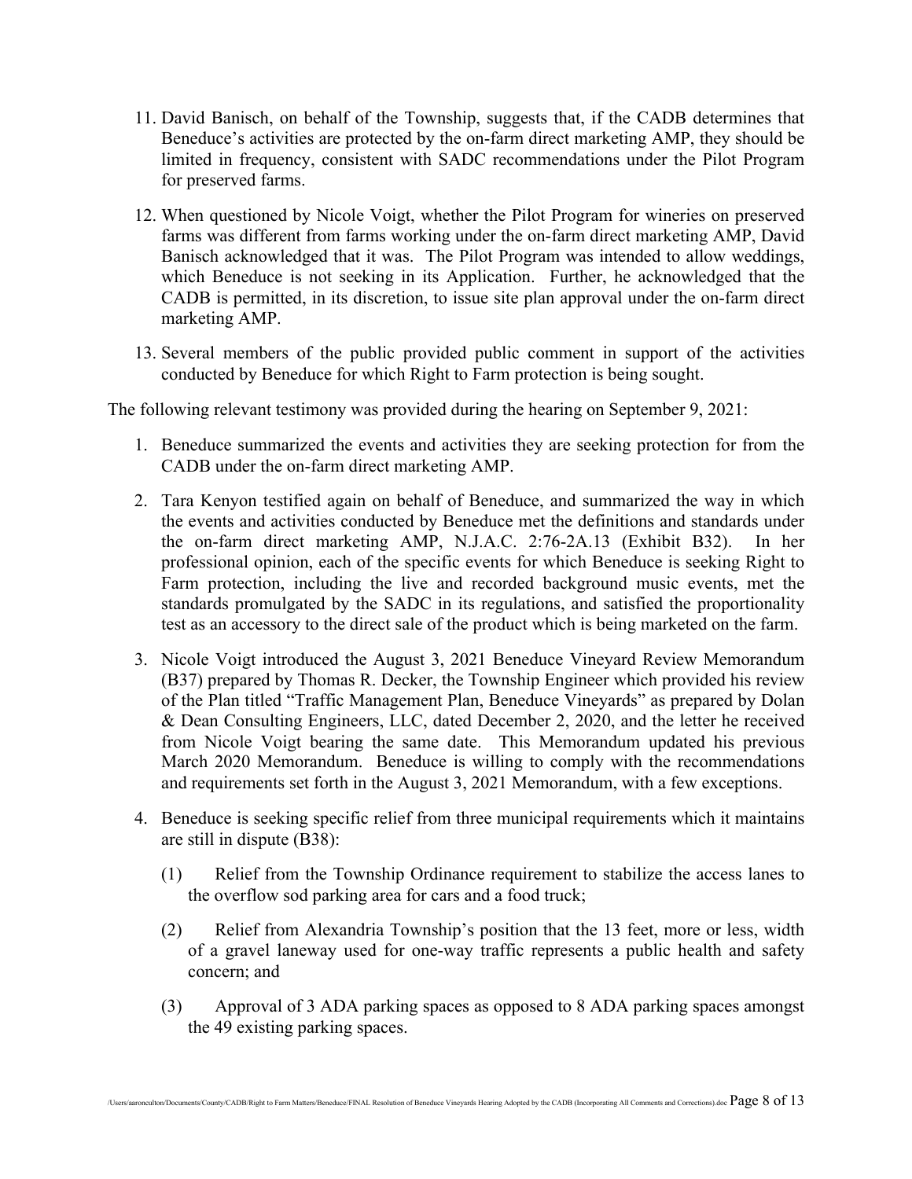11. David Banisch, on behalf of the Township, suggests that, if the CADB determines that Beneduce's activities are protected by the on-farm direct marketing AMP, they should be limited in frequency, consistent with SADC recommendations under the Pilot Program for preserved farms.

12. When questioned by Nicole Voigt, whether the Pilot Program for wineries on preserved farms was different from farms working under the on-farm direct marketing AMP, David Banisch acknowledged that it was. The Pilot Program was intended to allow weddings, which Beneduce is not seeking in its Application. Further, he acknowledged that the CADB is permitted, in its discretion, to issue site plan approval under the on-farm direct marketing AMP.

13. Several members of the public provided public comment in support of the activities conducted by Beneduce for which Right to Farm protection is being sought.

The following relevant testimony was provided during the hearing on September 9, 2021:

1. Beneduce summarized the events and activities they are seeking protection for from the CADB under the on-farm direct marketing AMP.

2. Tara Kenyon testified again on behalf of Beneduce, and summarized the way in which the events and activities conducted by Beneduce met the definitions and standards under the on-farm direct marketing AMP, N.J.A.C. 2:76-2A.13 (Exhibit B32). In her professional opinion, each of the specific events for which Beneduce is seeking Right to Farm protection, including the live and recorded background music events, met the standards promulgated by the SADC in its regulations, and satisfied the proportionality test as an accessory to the direct sale of the product which is being marketed on the farm.

3. Nicole Voigt introduced the August 3, 2021 Beneduce Vineyard Review Memorandum (B37) prepared by Thomas R. Decker, the Township Engineer which provided his review of the Plan titled "Traffic Management Plan, Beneduce Vineyards" as prepared by Dolan & Dean Consulting Engineers, LLC, dated December 2, 2020, and the letter he received from Nicole Voigt bearing the same date. This Memorandum updated his previous March 2020 Memorandum. Beneduce is willing to comply with the recommendations and requirements set forth in the August 3, 2021 Memorandum, with a few exceptions.

4. Beneduce is seeking specific relief from three municipal requirements which it maintains are still in dispute (B38):

   (1) Relief from the Township Ordinance requirement to stabilize the access lanes to the overflow sod parking area for cars and a food truck;

   (2) Relief from Alexandria Township's position that the 13 feet, more or less, width of a gravel laneway used for one-way traffic represents a public health and safety concern; and

   (3) Approval of 3 ADA parking spaces as opposed to 8 ADA parking spaces amongst the 49 existing parking spaces.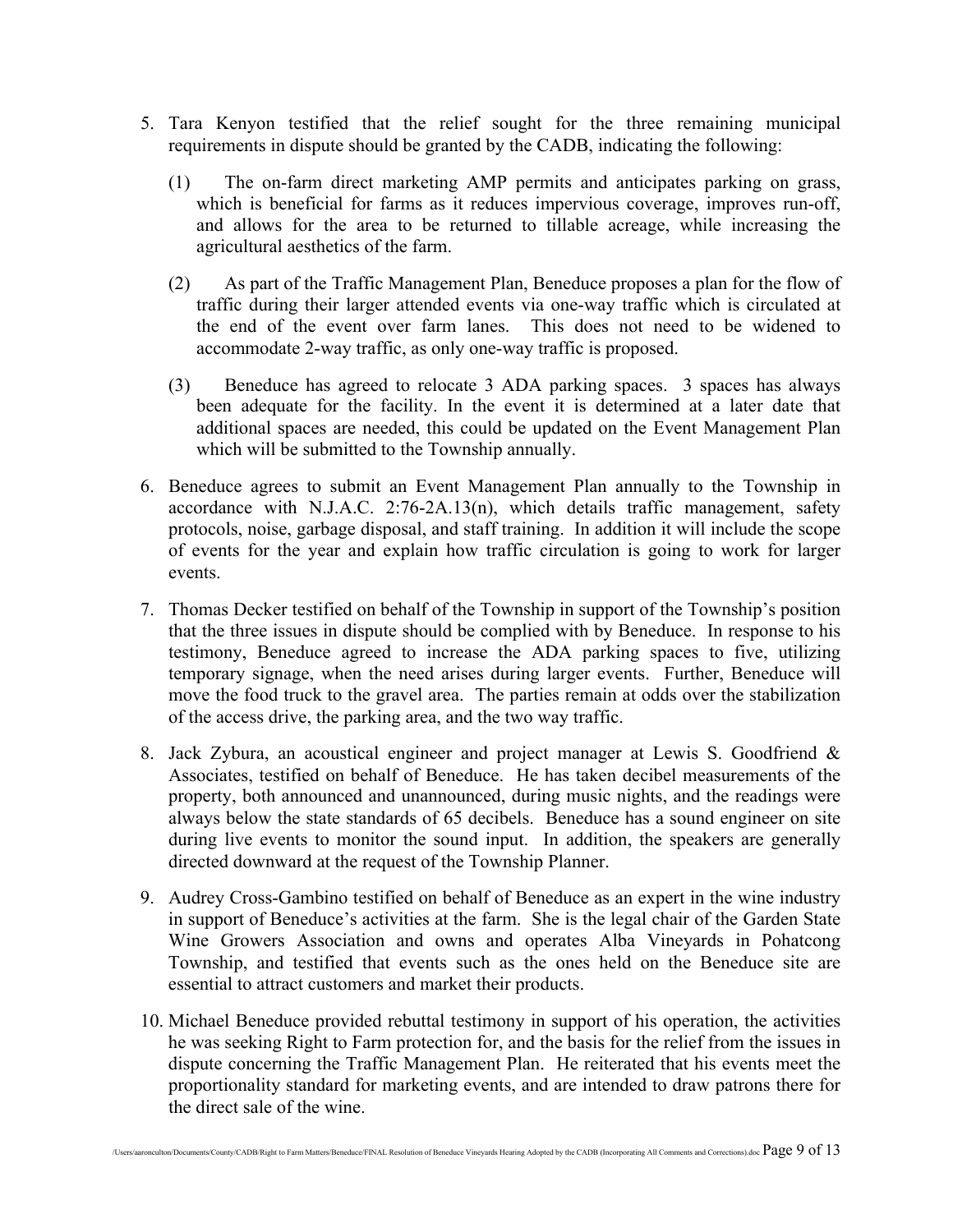5. Tara Kenyon testified that the relief sought for the three remaining municipal requirements in dispute should be granted by the CADB, indicating the following:

   (1) The on-farm direct marketing AMP permits and anticipates parking on grass, which is beneficial for farms as it reduces impervious coverage, improves run-off, and allows for the area to be returned to tillable acreage, while increasing the agricultural aesthetics of the farm.

   (2) As part of the Traffic Management Plan, Beneduce proposes a plan for the flow of traffic during their larger attended events via one-way traffic which is circulated at the end of the event over farm lanes. This does not need to be widened to accommodate 2-way traffic, as only one-way traffic is proposed.

   (3) Beneduce has agreed to relocate 3 ADA parking spaces. 3 spaces has always been adequate for the facility. In the event it is determined at a later date that additional spaces are needed, this could be updated on the Event Management Plan which will be submitted to the Township annually.

6. Beneduce agrees to submit an Event Management Plan annually to the Township in accordance with N.J.A.C. 2:76-2A.13(n), which details traffic management, safety protocols, noise, garbage disposal, and staff training. In addition it will include the scope of events for the year and explain how traffic circulation is going to work for larger events.

7. Thomas Decker testified on behalf of the Township in support of the Township's position that the three issues in dispute should be complied with by Beneduce. In response to his testimony, Beneduce agreed to increase the ADA parking spaces to five, utilizing temporary signage, when the need arises during larger events. Further, Beneduce will move the food truck to the gravel area. The parties remain at odds over the stabilization of the access drive, the parking area, and the two way traffic.

8. Jack Zybura, an acoustical engineer and project manager at Lewis S. Goodfriend & Associates, testified on behalf of Beneduce. He has taken decibel measurements of the property, both announced and unannounced, during music nights, and the readings were always below the state standards of 65 decibels. Beneduce has a sound engineer on site during live events to monitor the sound input. In addition, the speakers are generally directed downward at the request of the Township Planner.

9. Audrey Cross-Gambino testified on behalf of Beneduce as an expert in the wine industry in support of Beneduce's activities at the farm. She is the legal chair of the Garden State Wine Growers Association and owns and operates Alba Vineyards in Pohatcong Township, and testified that events such as the ones held on the Beneduce site are essential to attract customers and market their products.

10. Michael Beneduce provided rebuttal testimony in support of his operation, the activities he was seeking Right to Farm protection for, and the basis for the relief from the issues in dispute concerning the Traffic Management Plan. He reiterated that his events meet the proportionality standard for marketing events, and are intended to draw patrons there for the direct sale of the wine.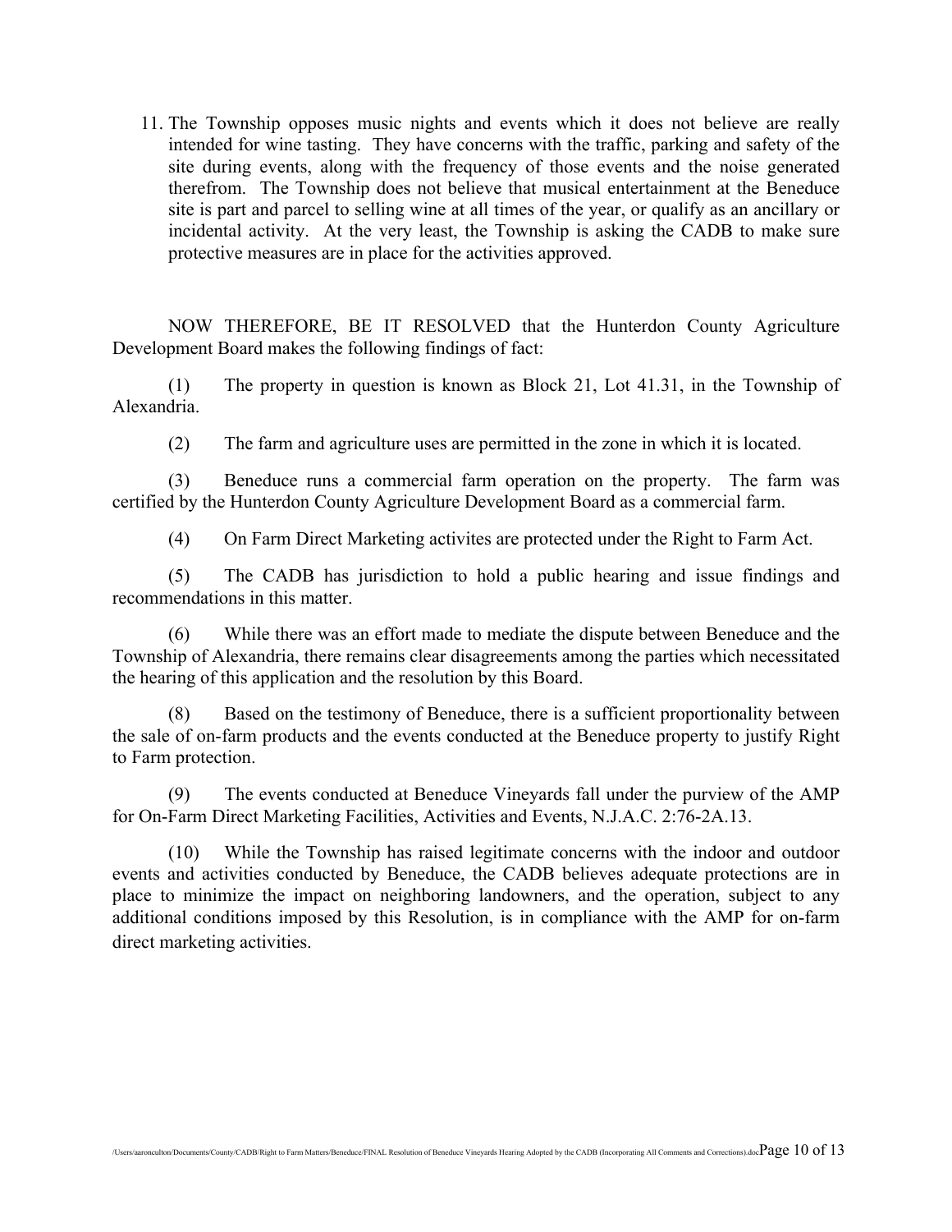11. The Township opposes music nights and events which it does not believe are really intended for wine tasting. They have concerns with the traffic, parking and safety of the site during events, along with the frequency of those events and the noise generated therefrom. The Township does not believe that musical entertainment at the Beneduce site is part and parcel to selling wine at all times of the year, or qualify as an ancillary or incidental activity. At the very least, the Township is asking the CADB to make sure protective measures are in place for the activities approved.

NOW THEREFORE, BE IT RESOLVED that the Hunterdon County Agriculture Development Board makes the following findings of fact:

(1) The property in question is known as Block 21, Lot 41.31, in the Township of Alexandria.

(2) The farm and agriculture uses are permitted in the zone in which it is located.

(3) Beneduce runs a commercial farm operation on the property. The farm was certified by the Hunterdon County Agriculture Development Board as a commercial farm.

(4) On Farm Direct Marketing activites are protected under the Right to Farm Act.

(5) The CADB has jurisdiction to hold a public hearing and issue findings and recommendations in this matter.

(6) While there was an effort made to mediate the dispute between Beneduce and the Township of Alexandria, there remains clear disagreements among the parties which necessitated the hearing of this application and the resolution by this Board.

(8) Based on the testimony of Beneduce, there is a sufficient proportionality between the sale of on-farm products and the events conducted at the Beneduce property to justify Right to Farm protection.

(9) The events conducted at Beneduce Vineyards fall under the purview of the AMP for On-Farm Direct Marketing Facilities, Activities and Events, N.J.A.C. 2:76-2A.13.

(10) While the Township has raised legitimate concerns with the indoor and outdoor events and activities conducted by Beneduce, the CADB believes adequate protections are in place to minimize the impact on neighboring landowners, and the operation, subject to any additional conditions imposed by this Resolution, is in compliance with the AMP for on-farm direct marketing activities.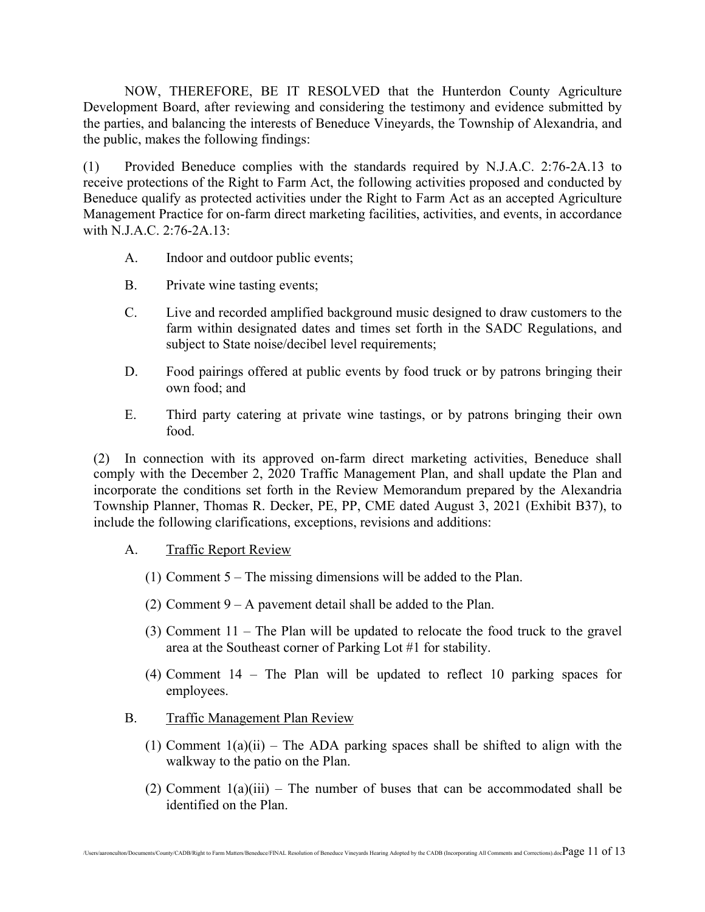NOW, THEREFORE, BE IT RESOLVED that the Hunterdon County Agriculture Development Board, after reviewing and considering the testimony and evidence submitted by the parties, and balancing the interests of Beneduce Vineyards, the Township of Alexandria, and the public, makes the following findings:

(1) Provided Beneduce complies with the standards required by N.J.A.C. 2:76-2A.13 to receive protections of the Right to Farm Act, the following activities proposed and conducted by Beneduce qualify as protected activities under the Right to Farm Act as an accepted Agriculture Management Practice for on-farm direct marketing facilities, activities, and events, in accordance with N.J.A.C. 2:76-2A.13:

A. Indoor and outdoor public events;

B. Private wine tasting events;

C. Live and recorded amplified background music designed to draw customers to the farm within designated dates and times set forth in the SADC Regulations, and subject to State noise/decibel level requirements;

D. Food pairings offered at public events by food truck or by patrons bringing their own food; and

E. Third party catering at private wine tastings, or by patrons bringing their own food.

(2) In connection with its approved on-farm direct marketing activities, Beneduce shall comply with the December 2, 2020 Traffic Management Plan, and shall update the Plan and incorporate the conditions set forth in the Review Memorandum prepared by the Alexandria Township Planner, Thomas R. Decker, PE, PP, CME dated August 3, 2021 (Exhibit B37), to include the following clarifications, exceptions, revisions and additions:

A. <u>Traffic Report Review</u>

(1) Comment 5 – The missing dimensions will be added to the Plan.

(2) Comment 9 – A pavement detail shall be added to the Plan.

(3) Comment 11 – The Plan will be updated to relocate the food truck to the gravel area at the Southeast corner of Parking Lot #1 for stability.

(4) Comment 14 – The Plan will be updated to reflect 10 parking spaces for employees.

B. <u>Traffic Management Plan Review</u>

(1) Comment 1(a)(ii) – The ADA parking spaces shall be shifted to align with the walkway to the patio on the Plan.

(2) Comment 1(a)(iii) – The number of buses that can be accommodated shall be identified on the Plan.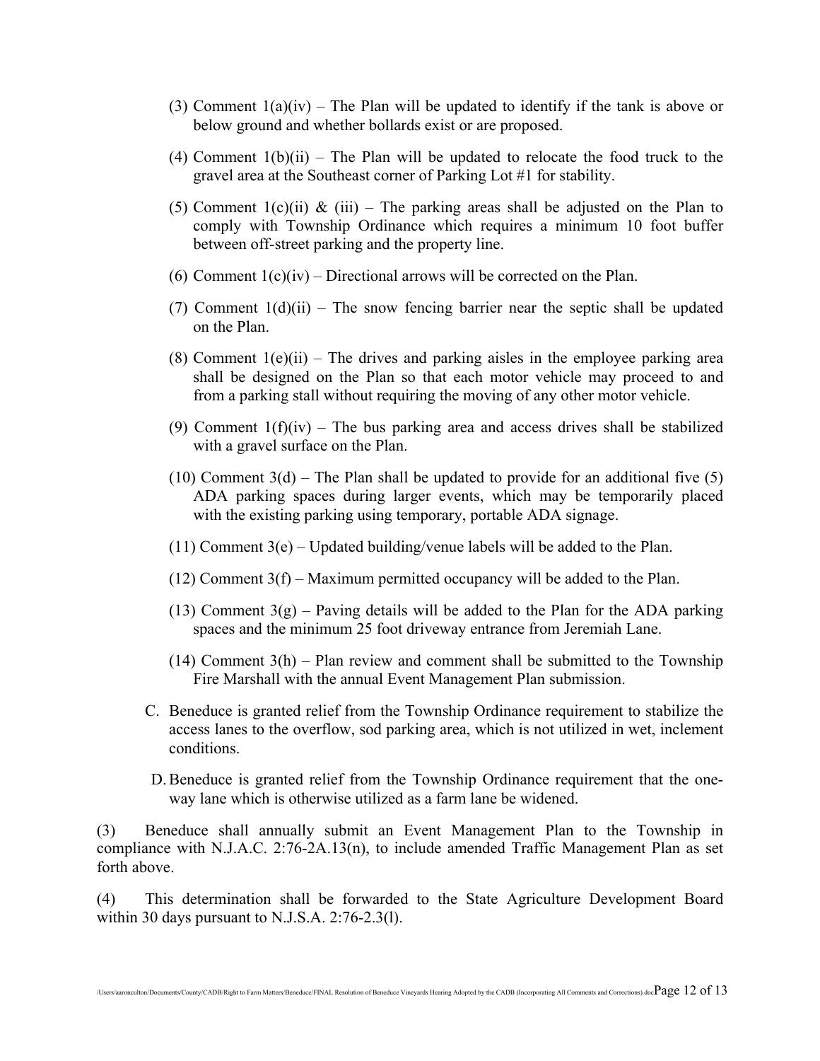(3) Comment 1(a)(iv) – The Plan will be updated to identify if the tank is above or below ground and whether bollards exist or are proposed.

(4) Comment 1(b)(ii) – The Plan will be updated to relocate the food truck to the gravel area at the Southeast corner of Parking Lot #1 for stability.

(5) Comment 1(c)(ii) & (iii) – The parking areas shall be adjusted on the Plan to comply with Township Ordinance which requires a minimum 10 foot buffer between off-street parking and the property line.

(6) Comment 1(c)(iv) – Directional arrows will be corrected on the Plan.

(7) Comment 1(d)(ii) – The snow fencing barrier near the septic shall be updated on the Plan.

(8) Comment 1(e)(ii) – The drives and parking aisles in the employee parking area shall be designed on the Plan so that each motor vehicle may proceed to and from a parking stall without requiring the moving of any other motor vehicle.

(9) Comment 1(f)(iv) – The bus parking area and access drives shall be stabilized with a gravel surface on the Plan.

(10) Comment 3(d) – The Plan shall be updated to provide for an additional five (5) ADA parking spaces during larger events, which may be temporarily placed with the existing parking using temporary, portable ADA signage.

(11) Comment 3(e) – Updated building/venue labels will be added to the Plan.

(12) Comment 3(f) – Maximum permitted occupancy will be added to the Plan.

(13) Comment 3(g) – Paving details will be added to the Plan for the ADA parking spaces and the minimum 25 foot driveway entrance from Jeremiah Lane.

(14) Comment 3(h) – Plan review and comment shall be submitted to the Township Fire Marshall with the annual Event Management Plan submission.

C. Beneduce is granted relief from the Township Ordinance requirement to stabilize the access lanes to the overflow, sod parking area, which is not utilized in wet, inclement conditions.

D. Beneduce is granted relief from the Township Ordinance requirement that the one-way lane which is otherwise utilized as a farm lane be widened.

(3) Beneduce shall annually submit an Event Management Plan to the Township in compliance with N.J.A.C. 2:76-2A.13(n), to include amended Traffic Management Plan as set forth above.

(4) This determination shall be forwarded to the State Agriculture Development Board within 30 days pursuant to N.J.S.A. 2:76-2.3(l).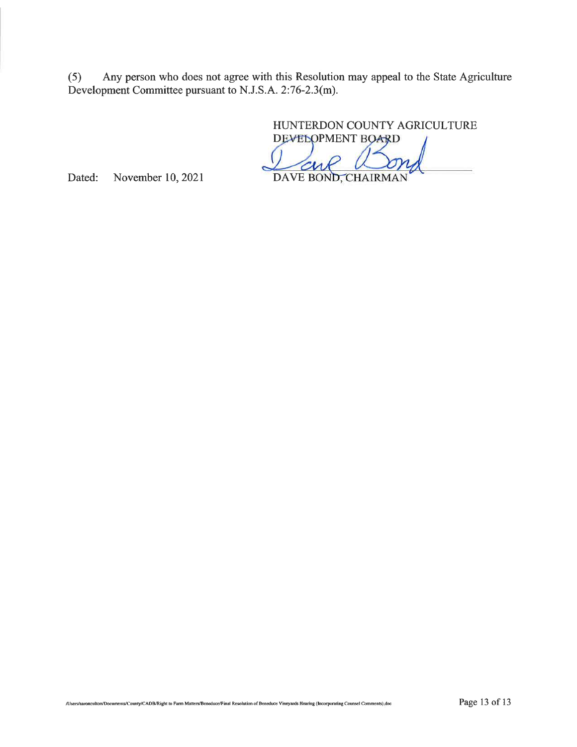(5) Any person who does not agree with this Resolution may appeal to the State Agriculture Development Committee pursuant to N.J.S.A. 2:76-2.3(m).

HUNTERDON COUNTY AGRICULTURE DEVELOPMENT BOARD

Dated: November 10, 2021

DAVE BOND, CHAIRMAN

/Users/aaronculton/Documents/County/CADB/Right to Farm Matters/Beneduce/Final Resolution of Beneduce Vineyards Hearing (Incorporating Counsel Comments).doc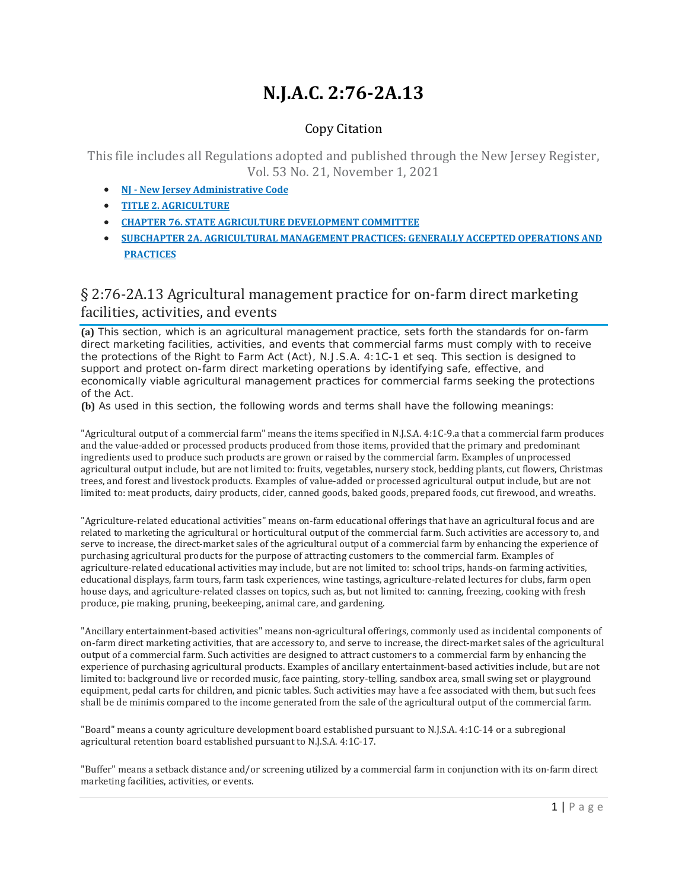# N.J.A.C. 2:76-2A.13

Copy Citation

This file includes all Regulations adopted and published through the New Jersey Register, Vol. 53 No. 21, November 1, 2021

- NJ - New Jersey Administrative Code
- TITLE 2. AGRICULTURE
- CHAPTER 76. STATE AGRICULTURE DEVELOPMENT COMMITTEE
- SUBCHAPTER 2A. AGRICULTURAL MANAGEMENT PRACTICES: GENERALLY ACCEPTED OPERATIONS AND PRACTICES

## § 2:76-2A.13 Agricultural management practice for on-farm direct marketing facilities, activities, and events

**(a)** This section, which is an agricultural management practice, sets forth the standards for on-farm direct marketing facilities, activities, and events that commercial farms must comply with to receive the protections of the Right to Farm Act (Act), N.J.S.A. 4:1C-1 et seq. This section is designed to support and protect on-farm direct marketing operations by identifying safe, effective, and economically viable agricultural management practices for commercial farms seeking the protections of the Act.

**(b)** As used in this section, the following words and terms shall have the following meanings:

"Agricultural output of a commercial farm" means the items specified in N.J.S.A. 4:1C-9.a that a commercial farm produces and the value-added or processed products produced from those items, provided that the primary and predominant ingredients used to produce such products are grown or raised by the commercial farm. Examples of unprocessed agricultural output include, but are not limited to: fruits, vegetables, nursery stock, bedding plants, cut flowers, Christmas trees, and forest and livestock products. Examples of value-added or processed agricultural output include, but are not limited to: meat products, dairy products, cider, canned goods, baked goods, prepared foods, cut firewood, and wreaths.

"Agriculture-related educational activities" means on-farm educational offerings that have an agricultural focus and are related to marketing the agricultural or horticultural output of the commercial farm. Such activities are accessory to, and serve to increase, the direct-market sales of the agricultural output of a commercial farm by enhancing the experience of purchasing agricultural products for the purpose of attracting customers to the commercial farm. Examples of agriculture-related educational activities may include, but are not limited to: school trips, hands-on farming activities, educational displays, farm tours, farm task experiences, wine tastings, agriculture-related lectures for clubs, farm open house days, and agriculture-related classes on topics, such as, but not limited to: canning, freezing, cooking with fresh produce, pie making, pruning, beekeeping, animal care, and gardening.

"Ancillary entertainment-based activities" means non-agricultural offerings, commonly used as incidental components of on-farm direct marketing activities, that are accessory to, and serve to increase, the direct-market sales of the agricultural output of a commercial farm. Such activities are designed to attract customers to a commercial farm by enhancing the experience of purchasing agricultural products. Examples of ancillary entertainment-based activities include, but are not limited to: background live or recorded music, face painting, story-telling, sandbox area, small swing set or playground equipment, pedal carts for children, and picnic tables. Such activities may have a fee associated with them, but such fees shall be de minimis compared to the income generated from the sale of the agricultural output of the commercial farm.

"Board" means a county agriculture development board established pursuant to N.J.S.A. 4:1C-14 or a subregional agricultural retention board established pursuant to N.J.S.A. 4:1C-17.

"Buffer" means a setback distance and/or screening utilized by a commercial farm in conjunction with its on-farm direct marketing facilities, activities, or events.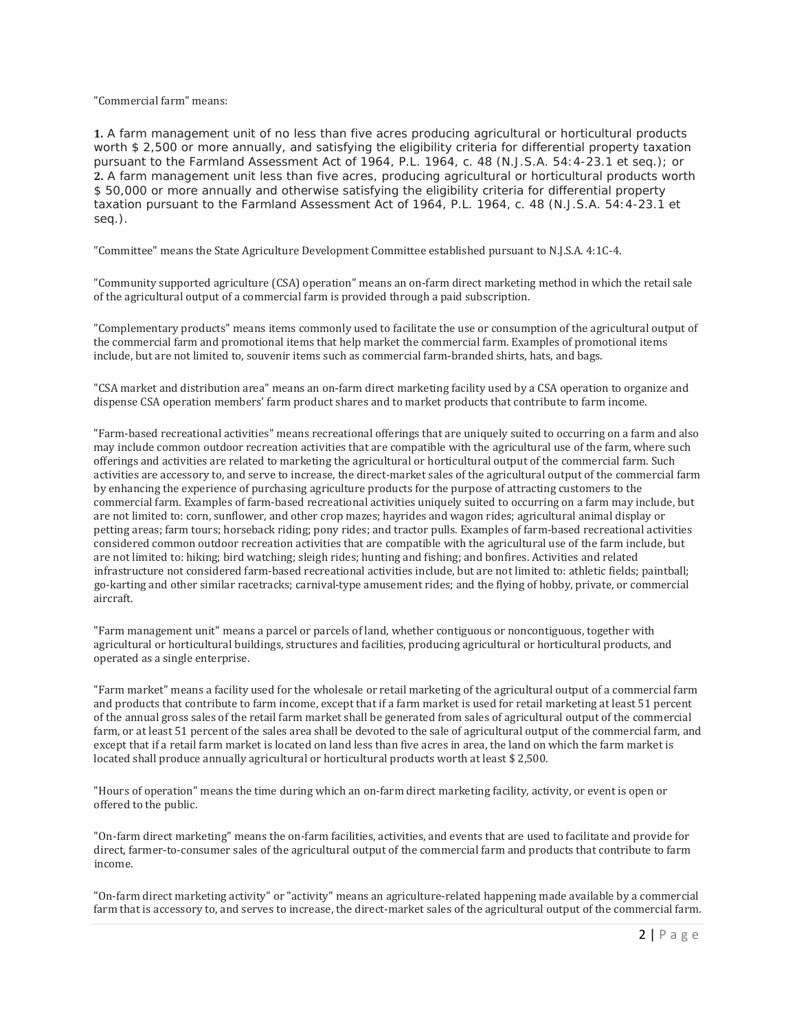"Commercial farm" means:

**1.** A farm management unit of no less than five acres producing agricultural or horticultural products worth $ 2,500 or more annually, and satisfying the eligibility criteria for differential property taxation pursuant to the Farmland Assessment Act of 1964, P.L. 1964, c. 48 (N.J.S.A. 54:4-23.1 et seq.); or
**2.** A farm management unit less than five acres, producing agricultural or horticultural products worth $ 50,000 or more annually and otherwise satisfying the eligibility criteria for differential property taxation pursuant to the Farmland Assessment Act of 1964, P.L. 1964, c. 48 (N.J.S.A. 54:4-23.1 et seq.).

"Committee" means the State Agriculture Development Committee established pursuant to N.J.S.A. 4:1C-4.

"Community supported agriculture (CSA) operation" means an on-farm direct marketing method in which the retail sale of the agricultural output of a commercial farm is provided through a paid subscription.

"Complementary products" means items commonly used to facilitate the use or consumption of the agricultural output of the commercial farm and promotional items that help market the commercial farm. Examples of promotional items include, but are not limited to, souvenir items such as commercial farm-branded shirts, hats, and bags.

"CSA market and distribution area" means an on-farm direct marketing facility used by a CSA operation to organize and dispense CSA operation members' farm product shares and to market products that contribute to farm income.

"Farm-based recreational activities" means recreational offerings that are uniquely suited to occurring on a farm and also may include common outdoor recreation activities that are compatible with the agricultural use of the farm, where such offerings and activities are related to marketing the agricultural or horticultural output of the commercial farm. Such activities are accessory to, and serve to increase, the direct-market sales of the agricultural output of the commercial farm by enhancing the experience of purchasing agriculture products for the purpose of attracting customers to the commercial farm. Examples of farm-based recreational activities uniquely suited to occurring on a farm may include, but are not limited to: corn, sunflower, and other crop mazes; hayrides and wagon rides; agricultural animal display or petting areas; farm tours; horseback riding; pony rides; and tractor pulls. Examples of farm-based recreational activities considered common outdoor recreation activities that are compatible with the agricultural use of the farm include, but are not limited to: hiking; bird watching; sleigh rides; hunting and fishing; and bonfires. Activities and related infrastructure not considered farm-based recreational activities include, but are not limited to: athletic fields; paintball; go-karting and other similar racetracks; carnival-type amusement rides; and the flying of hobby, private, or commercial aircraft.

"Farm management unit" means a parcel or parcels of land, whether contiguous or noncontiguous, together with agricultural or horticultural buildings, structures and facilities, producing agricultural or horticultural products, and operated as a single enterprise.

"Farm market" means a facility used for the wholesale or retail marketing of the agricultural output of a commercial farm and products that contribute to farm income, except that if a farm market is used for retail marketing at least 51 percent of the annual gross sales of the retail farm market shall be generated from sales of agricultural output of the commercial farm, or at least 51 percent of the sales area shall be devoted to the sale of agricultural output of the commercial farm, and except that if a retail farm market is located on land less than five acres in area, the land on which the farm market is located shall produce annually agricultural or horticultural products worth at least $ 2,500.

"Hours of operation" means the time during which an on-farm direct marketing facility, activity, or event is open or offered to the public.

"On-farm direct marketing" means the on-farm facilities, activities, and events that are used to facilitate and provide for direct, farmer-to-consumer sales of the agricultural output of the commercial farm and products that contribute to farm income.

"On-farm direct marketing activity" or "activity" means an agriculture-related happening made available by a commercial farm that is accessory to, and serves to increase, the direct-market sales of the agricultural output of the commercial farm.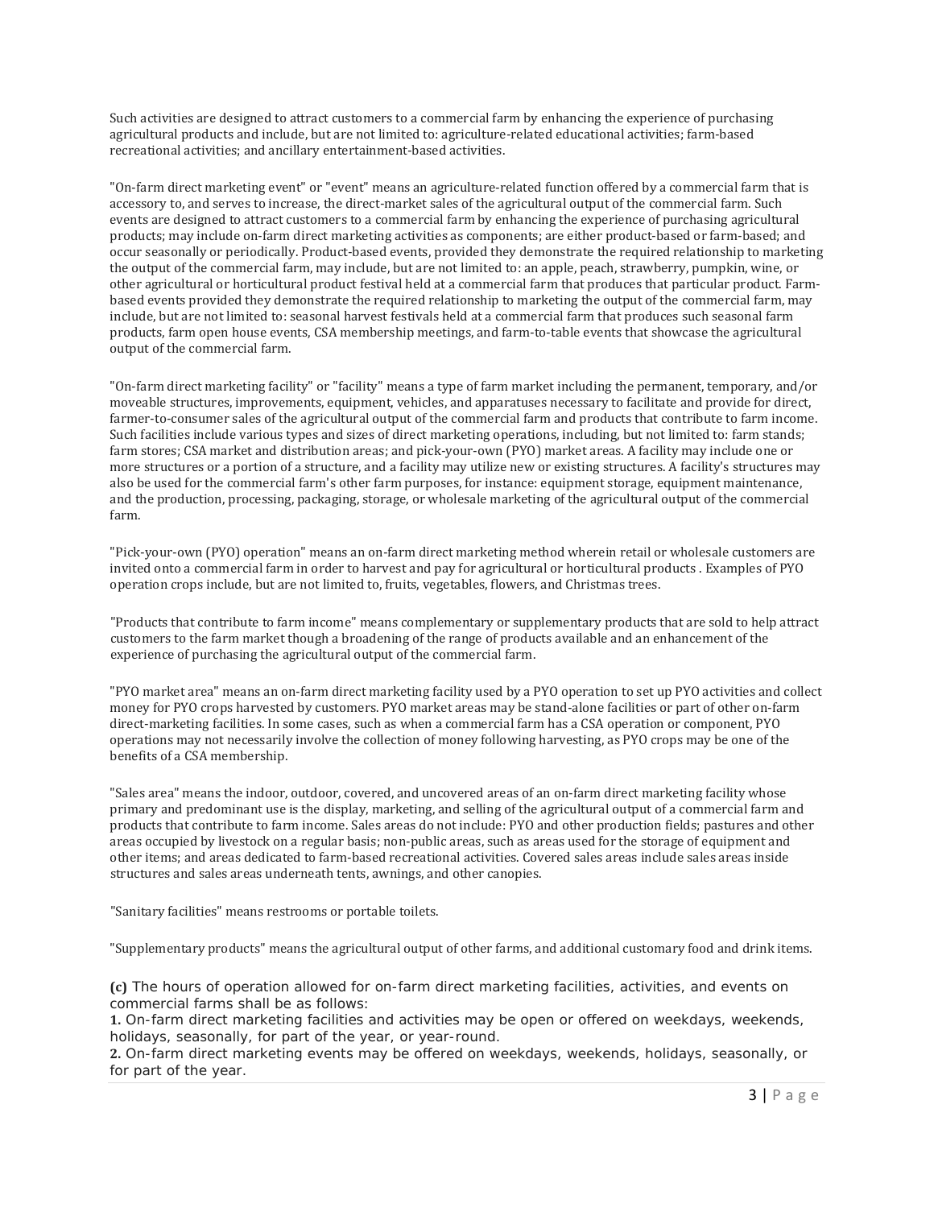Such activities are designed to attract customers to a commercial farm by enhancing the experience of purchasing agricultural products and include, but are not limited to: agriculture-related educational activities; farm-based recreational activities; and ancillary entertainment-based activities.

"On-farm direct marketing event" or "event" means an agriculture-related function offered by a commercial farm that is accessory to, and serves to increase, the direct-market sales of the agricultural output of the commercial farm. Such events are designed to attract customers to a commercial farm by enhancing the experience of purchasing agricultural products; may include on-farm direct marketing activities as components; are either product-based or farm-based; and occur seasonally or periodically. Product-based events, provided they demonstrate the required relationship to marketing the output of the commercial farm, may include, but are not limited to: an apple, peach, strawberry, pumpkin, wine, or other agricultural or horticultural product festival held at a commercial farm that produces that particular product. Farm-based events provided they demonstrate the required relationship to marketing the output of the commercial farm, may include, but are not limited to: seasonal harvest festivals held at a commercial farm that produces such seasonal farm products, farm open house events, CSA membership meetings, and farm-to-table events that showcase the agricultural output of the commercial farm.

"On-farm direct marketing facility" or "facility" means a type of farm market including the permanent, temporary, and/or moveable structures, improvements, equipment, vehicles, and apparatuses necessary to facilitate and provide for direct, farmer-to-consumer sales of the agricultural output of the commercial farm and products that contribute to farm income. Such facilities include various types and sizes of direct marketing operations, including, but not limited to: farm stands; farm stores; CSA market and distribution areas; and pick-your-own (PYO) market areas. A facility may include one or more structures or a portion of a structure, and a facility may utilize new or existing structures. A facility's structures may also be used for the commercial farm's other farm purposes, for instance: equipment storage, equipment maintenance, and the production, processing, packaging, storage, or wholesale marketing of the agricultural output of the commercial farm.

"Pick-your-own (PYO) operation" means an on-farm direct marketing method wherein retail or wholesale customers are invited onto a commercial farm in order to harvest and pay for agricultural or horticultural products . Examples of PYO operation crops include, but are not limited to, fruits, vegetables, flowers, and Christmas trees.

"Products that contribute to farm income" means complementary or supplementary products that are sold to help attract customers to the farm market though a broadening of the range of products available and an enhancement of the experience of purchasing the agricultural output of the commercial farm.

"PYO market area" means an on-farm direct marketing facility used by a PYO operation to set up PYO activities and collect money for PYO crops harvested by customers. PYO market areas may be stand-alone facilities or part of other on-farm direct-marketing facilities. In some cases, such as when a commercial farm has a CSA operation or component, PYO operations may not necessarily involve the collection of money following harvesting, as PYO crops may be one of the benefits of a CSA membership.

"Sales area" means the indoor, outdoor, covered, and uncovered areas of an on-farm direct marketing facility whose primary and predominant use is the display, marketing, and selling of the agricultural output of a commercial farm and products that contribute to farm income. Sales areas do not include: PYO and other production fields; pastures and other areas occupied by livestock on a regular basis; non-public areas, such as areas used for the storage of equipment and other items; and areas dedicated to farm-based recreational activities. Covered sales areas include sales areas inside structures and sales areas underneath tents, awnings, and other canopies.

"Sanitary facilities" means restrooms or portable toilets.

"Supplementary products" means the agricultural output of other farms, and additional customary food and drink items.

**(c)** The hours of operation allowed for on-farm direct marketing facilities, activities, and events on commercial farms shall be as follows:

**1.** On-farm direct marketing facilities and activities may be open or offered on weekdays, weekends, holidays, seasonally, for part of the year, or year-round.

**2.** On-farm direct marketing events may be offered on weekdays, weekends, holidays, seasonally, or for part of the year.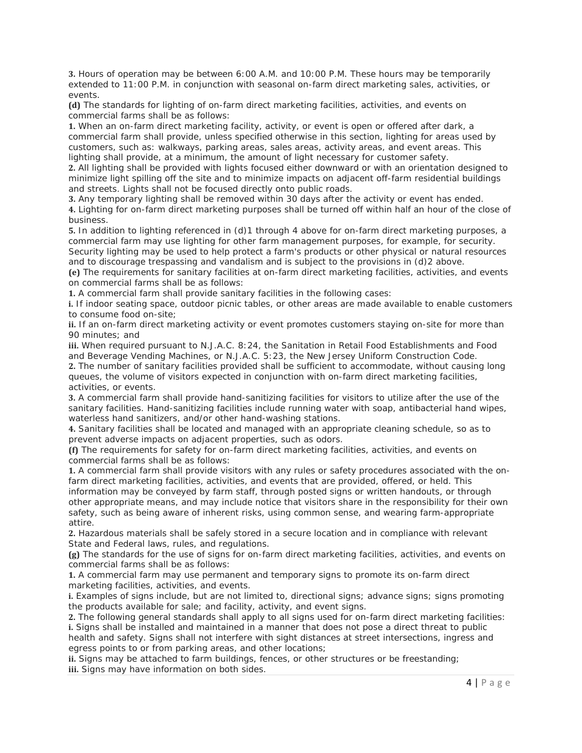**3.** Hours of operation may be between 6:00 A.M. and 10:00 P.M. These hours may be temporarily extended to 11:00 P.M. in conjunction with seasonal on-farm direct marketing sales, activities, or events.

**(d)** The standards for lighting of on-farm direct marketing facilities, activities, and events on commercial farms shall be as follows:

**1.** When an on-farm direct marketing facility, activity, or event is open or offered after dark, a commercial farm shall provide, unless specified otherwise in this section, lighting for areas used by customers, such as: walkways, parking areas, sales areas, activity areas, and event areas. This lighting shall provide, at a minimum, the amount of light necessary for customer safety.

**2.** All lighting shall be provided with lights focused either downward or with an orientation designed to minimize light spilling off the site and to minimize impacts on adjacent off-farm residential buildings and streets. Lights shall not be focused directly onto public roads.

**3.** Any temporary lighting shall be removed within 30 days after the activity or event has ended.

**4.** Lighting for on-farm direct marketing purposes shall be turned off within half an hour of the close of business.

**5.** In addition to lighting referenced in (d)1 through 4 above for on-farm direct marketing purposes, a commercial farm may use lighting for other farm management purposes, for example, for security. Security lighting may be used to help protect a farm's products or other physical or natural resources and to discourage trespassing and vandalism and is subject to the provisions in (d)2 above.

**(e)** The requirements for sanitary facilities at on-farm direct marketing facilities, activities, and events on commercial farms shall be as follows:

**1.** A commercial farm shall provide sanitary facilities in the following cases:

**i.** If indoor seating space, outdoor picnic tables, or other areas are made available to enable customers to consume food on-site;

**ii.** If an on-farm direct marketing activity or event promotes customers staying on-site for more than 90 minutes; and

**iii.** When required pursuant to N.J.A.C. 8:24, the Sanitation in Retail Food Establishments and Food and Beverage Vending Machines, or N.J.A.C. 5:23, the New Jersey Uniform Construction Code.

**2.** The number of sanitary facilities provided shall be sufficient to accommodate, without causing long queues, the volume of visitors expected in conjunction with on-farm direct marketing facilities, activities, or events.

**3.** A commercial farm shall provide hand-sanitizing facilities for visitors to utilize after the use of the sanitary facilities. Hand-sanitizing facilities include running water with soap, antibacterial hand wipes, waterless hand sanitizers, and/or other hand-washing stations.

**4.** Sanitary facilities shall be located and managed with an appropriate cleaning schedule, so as to prevent adverse impacts on adjacent properties, such as odors.

**(f)** The requirements for safety for on-farm direct marketing facilities, activities, and events on commercial farms shall be as follows:

**1.** A commercial farm shall provide visitors with any rules or safety procedures associated with the on-farm direct marketing facilities, activities, and events that are provided, offered, or held. This information may be conveyed by farm staff, through posted signs or written handouts, or through other appropriate means, and may include notice that visitors share in the responsibility for their own safety, such as being aware of inherent risks, using common sense, and wearing farm-appropriate attire.

**2.** Hazardous materials shall be safely stored in a secure location and in compliance with relevant State and Federal laws, rules, and regulations.

**(g)** The standards for the use of signs for on-farm direct marketing facilities, activities, and events on commercial farms shall be as follows:

**1.** A commercial farm may use permanent and temporary signs to promote its on-farm direct marketing facilities, activities, and events.

**i.** Examples of signs include, but are not limited to, directional signs; advance signs; signs promoting the products available for sale; and facility, activity, and event signs.

**2.** The following general standards shall apply to all signs used for on-farm direct marketing facilities:

**i.** Signs shall be installed and maintained in a manner that does not pose a direct threat to public health and safety. Signs shall not interfere with sight distances at street intersections, ingress and egress points to or from parking areas, and other locations;

**ii.** Signs may be attached to farm buildings, fences, or other structures or be freestanding;

**iii.** Signs may have information on both sides.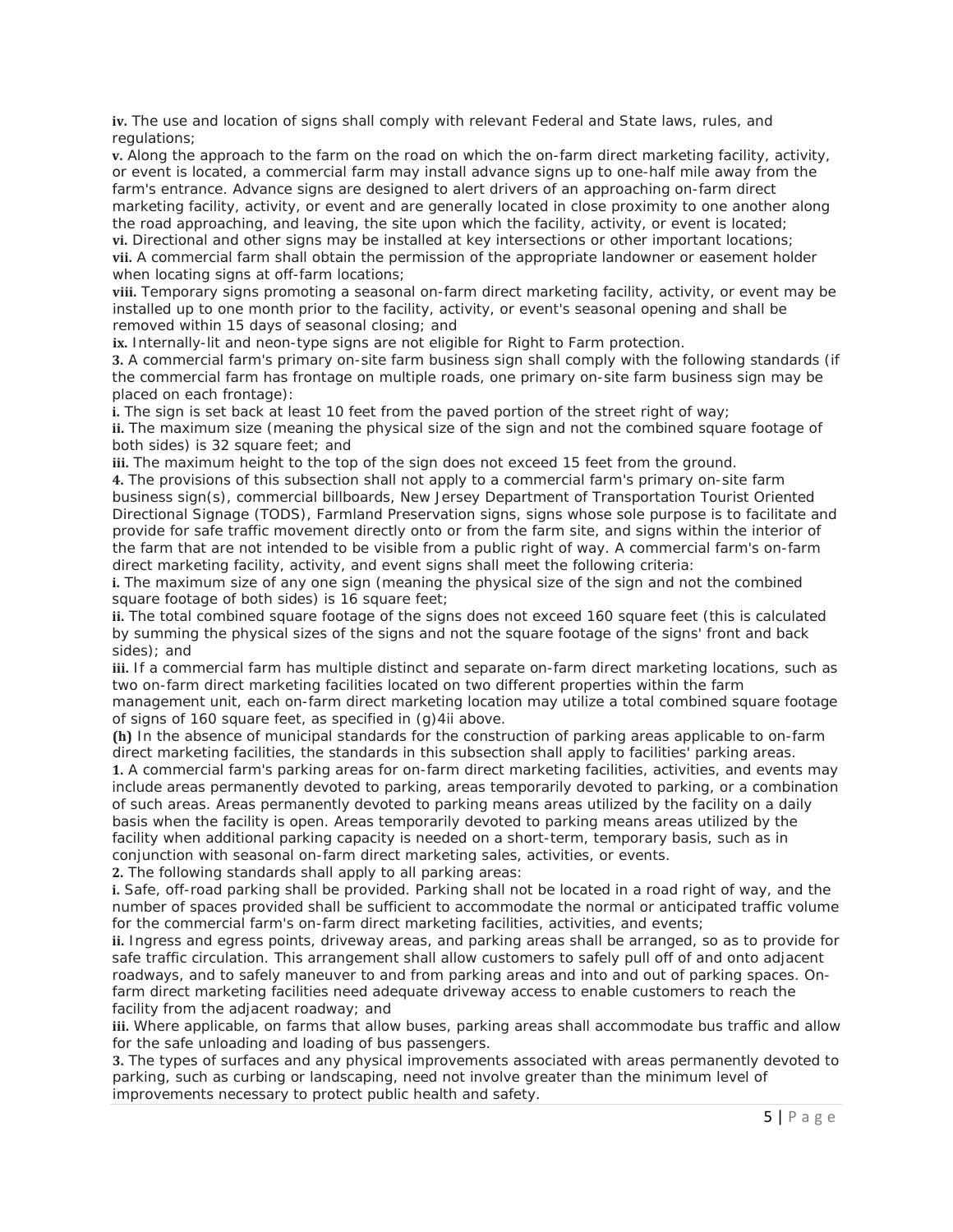**iv.** The use and location of signs shall comply with relevant Federal and State laws, rules, and regulations;

**v.** Along the approach to the farm on the road on which the on-farm direct marketing facility, activity, or event is located, a commercial farm may install advance signs up to one-half mile away from the farm's entrance. Advance signs are designed to alert drivers of an approaching on-farm direct marketing facility, activity, or event and are generally located in close proximity to one another along the road approaching, and leaving, the site upon which the facility, activity, or event is located;

**vi.** Directional and other signs may be installed at key intersections or other important locations;

**vii.** A commercial farm shall obtain the permission of the appropriate landowner or easement holder when locating signs at off-farm locations;

**viii.** Temporary signs promoting a seasonal on-farm direct marketing facility, activity, or event may be installed up to one month prior to the facility, activity, or event's seasonal opening and shall be removed within 15 days of seasonal closing; and

**ix.** Internally-lit and neon-type signs are not eligible for Right to Farm protection.

**3.** A commercial farm's primary on-site farm business sign shall comply with the following standards (if the commercial farm has frontage on multiple roads, one primary on-site farm business sign may be placed on each frontage):

**i.** The sign is set back at least 10 feet from the paved portion of the street right of way;

**ii.** The maximum size (meaning the physical size of the sign and not the combined square footage of both sides) is 32 square feet; and

**iii.** The maximum height to the top of the sign does not exceed 15 feet from the ground.

**4.** The provisions of this subsection shall not apply to a commercial farm's primary on-site farm business sign(s), commercial billboards, New Jersey Department of Transportation Tourist Oriented Directional Signage (TODS), Farmland Preservation signs, signs whose sole purpose is to facilitate and provide for safe traffic movement directly onto or from the farm site, and signs within the interior of the farm that are not intended to be visible from a public right of way. A commercial farm's on-farm direct marketing facility, activity, and event signs shall meet the following criteria:

**i.** The maximum size of any one sign (meaning the physical size of the sign and not the combined square footage of both sides) is 16 square feet;

**ii.** The total combined square footage of the signs does not exceed 160 square feet (this is calculated by summing the physical sizes of the signs and not the square footage of the signs' front and back sides); and

**iii.** If a commercial farm has multiple distinct and separate on-farm direct marketing locations, such as two on-farm direct marketing facilities located on two different properties within the farm management unit, each on-farm direct marketing location may utilize a total combined square footage of signs of 160 square feet, as specified in (g)4ii above.

**(h)** In the absence of municipal standards for the construction of parking areas applicable to on-farm direct marketing facilities, the standards in this subsection shall apply to facilities' parking areas.

**1.** A commercial farm's parking areas for on-farm direct marketing facilities, activities, and events may include areas permanently devoted to parking, areas temporarily devoted to parking, or a combination of such areas. Areas permanently devoted to parking means areas utilized by the facility on a daily basis when the facility is open. Areas temporarily devoted to parking means areas utilized by the facility when additional parking capacity is needed on a short-term, temporary basis, such as in conjunction with seasonal on-farm direct marketing sales, activities, or events.

**2.** The following standards shall apply to all parking areas:

**i.** Safe, off-road parking shall be provided. Parking shall not be located in a road right of way, and the number of spaces provided shall be sufficient to accommodate the normal or anticipated traffic volume for the commercial farm's on-farm direct marketing facilities, activities, and events;

**ii.** Ingress and egress points, driveway areas, and parking areas shall be arranged, so as to provide for safe traffic circulation. This arrangement shall allow customers to safely pull off of and onto adjacent roadways, and to safely maneuver to and from parking areas and into and out of parking spaces. On-farm direct marketing facilities need adequate driveway access to enable customers to reach the facility from the adjacent roadway; and

**iii.** Where applicable, on farms that allow buses, parking areas shall accommodate bus traffic and allow for the safe unloading and loading of bus passengers.

**3.** The types of surfaces and any physical improvements associated with areas permanently devoted to parking, such as curbing or landscaping, need not involve greater than the minimum level of improvements necessary to protect public health and safety.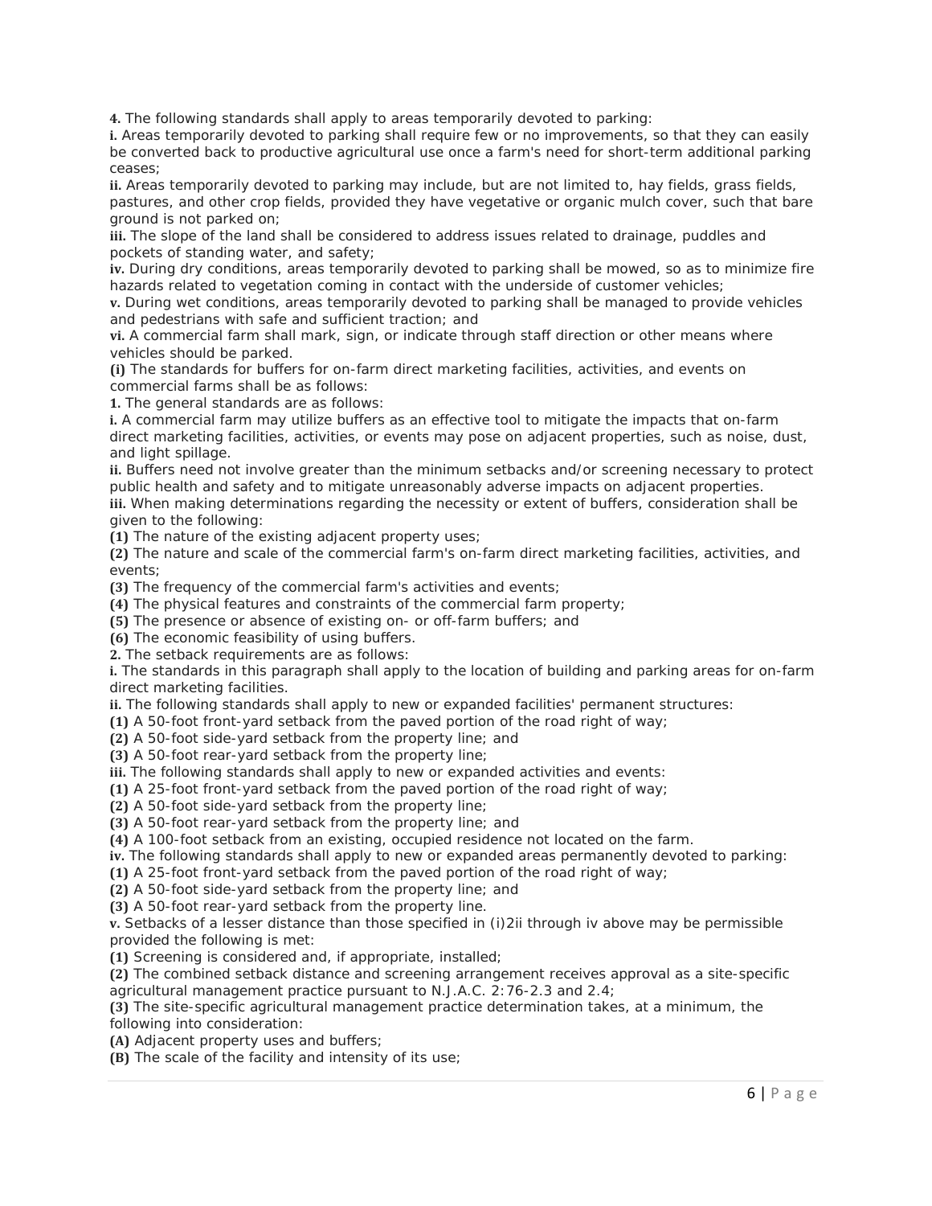**4.** The following standards shall apply to areas temporarily devoted to parking:

**i.** Areas temporarily devoted to parking shall require few or no improvements, so that they can easily be converted back to productive agricultural use once a farm's need for short-term additional parking ceases;

**ii.** Areas temporarily devoted to parking may include, but are not limited to, hay fields, grass fields, pastures, and other crop fields, provided they have vegetative or organic mulch cover, such that bare ground is not parked on;

**iii.** The slope of the land shall be considered to address issues related to drainage, puddles and pockets of standing water, and safety;

**iv.** During dry conditions, areas temporarily devoted to parking shall be mowed, so as to minimize fire hazards related to vegetation coming in contact with the underside of customer vehicles;

**v.** During wet conditions, areas temporarily devoted to parking shall be managed to provide vehicles and pedestrians with safe and sufficient traction; and

**vi.** A commercial farm shall mark, sign, or indicate through staff direction or other means where vehicles should be parked.

**(i)** The standards for buffers for on-farm direct marketing facilities, activities, and events on commercial farms shall be as follows:

**1.** The general standards are as follows:

**i.** A commercial farm may utilize buffers as an effective tool to mitigate the impacts that on-farm direct marketing facilities, activities, or events may pose on adjacent properties, such as noise, dust, and light spillage.

**ii.** Buffers need not involve greater than the minimum setbacks and/or screening necessary to protect public health and safety and to mitigate unreasonably adverse impacts on adjacent properties.

**iii.** When making determinations regarding the necessity or extent of buffers, consideration shall be given to the following:

**(1)** The nature of the existing adjacent property uses;

**(2)** The nature and scale of the commercial farm's on-farm direct marketing facilities, activities, and events;

**(3)** The frequency of the commercial farm's activities and events;

**(4)** The physical features and constraints of the commercial farm property;

**(5)** The presence or absence of existing on- or off-farm buffers; and

**(6)** The economic feasibility of using buffers.

**2.** The setback requirements are as follows:

**i.** The standards in this paragraph shall apply to the location of building and parking areas for on-farm direct marketing facilities.

**ii.** The following standards shall apply to new or expanded facilities' permanent structures:

**(1)** A 50-foot front-yard setback from the paved portion of the road right of way;

**(2)** A 50-foot side-yard setback from the property line; and

**(3)** A 50-foot rear-yard setback from the property line;

**iii.** The following standards shall apply to new or expanded activities and events:

**(1)** A 25-foot front-yard setback from the paved portion of the road right of way;

**(2)** A 50-foot side-yard setback from the property line;

**(3)** A 50-foot rear-yard setback from the property line; and

**(4)** A 100-foot setback from an existing, occupied residence not located on the farm.

**iv.** The following standards shall apply to new or expanded areas permanently devoted to parking:

**(1)** A 25-foot front-yard setback from the paved portion of the road right of way;

**(2)** A 50-foot side-yard setback from the property line; and

**(3)** A 50-foot rear-yard setback from the property line.

**v.** Setbacks of a lesser distance than those specified in (i)2ii through iv above may be permissible provided the following is met:

**(1)** Screening is considered and, if appropriate, installed;

**(2)** The combined setback distance and screening arrangement receives approval as a site-specific agricultural management practice pursuant to N.J.A.C. 2:76-2.3 and 2.4;

**(3)** The site-specific agricultural management practice determination takes, at a minimum, the following into consideration:

**(A)** Adjacent property uses and buffers;

**(B)** The scale of the facility and intensity of its use;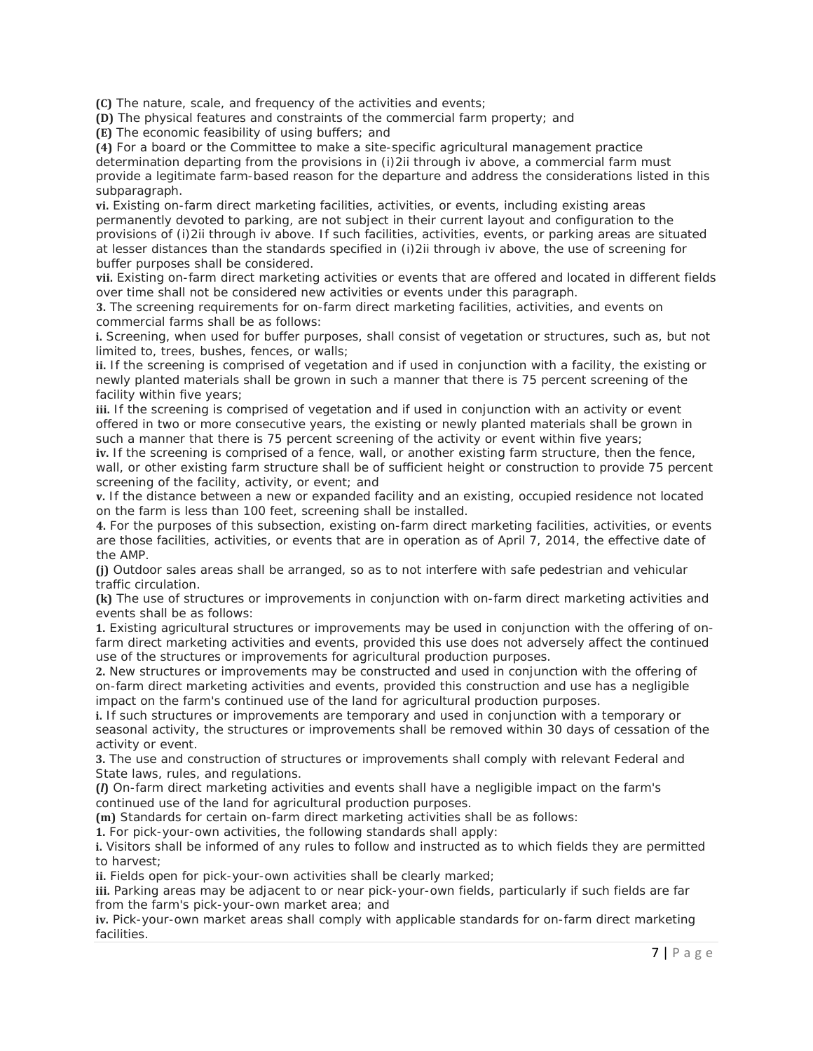**(C)** The nature, scale, and frequency of the activities and events;

**(D)** The physical features and constraints of the commercial farm property; and

**(E)** The economic feasibility of using buffers; and

**(4)** For a board or the Committee to make a site-specific agricultural management practice determination departing from the provisions in (i)2ii through iv above, a commercial farm must provide a legitimate farm-based reason for the departure and address the considerations listed in this subparagraph.

**vi.** Existing on-farm direct marketing facilities, activities, or events, including existing areas permanently devoted to parking, are not subject in their current layout and configuration to the provisions of (i)2ii through iv above. If such facilities, activities, events, or parking areas are situated at lesser distances than the standards specified in (i)2ii through iv above, the use of screening for buffer purposes shall be considered.

**vii.** Existing on-farm direct marketing activities or events that are offered and located in different fields over time shall not be considered new activities or events under this paragraph.

**3.** The screening requirements for on-farm direct marketing facilities, activities, and events on commercial farms shall be as follows:

**i.** Screening, when used for buffer purposes, shall consist of vegetation or structures, such as, but not limited to, trees, bushes, fences, or walls;

**ii.** If the screening is comprised of vegetation and if used in conjunction with a facility, the existing or newly planted materials shall be grown in such a manner that there is 75 percent screening of the facility within five years;

**iii.** If the screening is comprised of vegetation and if used in conjunction with an activity or event offered in two or more consecutive years, the existing or newly planted materials shall be grown in such a manner that there is 75 percent screening of the activity or event within five years;

**iv.** If the screening is comprised of a fence, wall, or another existing farm structure, then the fence, wall, or other existing farm structure shall be of sufficient height or construction to provide 75 percent screening of the facility, activity, or event; and

**v.** If the distance between a new or expanded facility and an existing, occupied residence not located on the farm is less than 100 feet, screening shall be installed.

**4.** For the purposes of this subsection, existing on-farm direct marketing facilities, activities, or events are those facilities, activities, or events that are in operation as of April 7, 2014, the effective date of the AMP.

**(j)** Outdoor sales areas shall be arranged, so as to not interfere with safe pedestrian and vehicular traffic circulation.

**(k)** The use of structures or improvements in conjunction with on-farm direct marketing activities and events shall be as follows:

**1.** Existing agricultural structures or improvements may be used in conjunction with the offering of on-farm direct marketing activities and events, provided this use does not adversely affect the continued use of the structures or improvements for agricultural production purposes.

**2.** New structures or improvements may be constructed and used in conjunction with the offering of on-farm direct marketing activities and events, provided this construction and use has a negligible impact on the farm's continued use of the land for agricultural production purposes.

**i.** If such structures or improvements are temporary and used in conjunction with a temporary or seasonal activity, the structures or improvements shall be removed within 30 days of cessation of the activity or event.

**3.** The use and construction of structures or improvements shall comply with relevant Federal and State laws, rules, and regulations.

**(*l*)** On-farm direct marketing activities and events shall have a negligible impact on the farm's continued use of the land for agricultural production purposes.

**(m)** Standards for certain on-farm direct marketing activities shall be as follows:

**1.** For pick-your-own activities, the following standards shall apply:

**i.** Visitors shall be informed of any rules to follow and instructed as to which fields they are permitted to harvest;

**ii.** Fields open for pick-your-own activities shall be clearly marked;

**iii.** Parking areas may be adjacent to or near pick-your-own fields, particularly if such fields are far from the farm's pick-your-own market area; and

**iv.** Pick-your-own market areas shall comply with applicable standards for on-farm direct marketing facilities.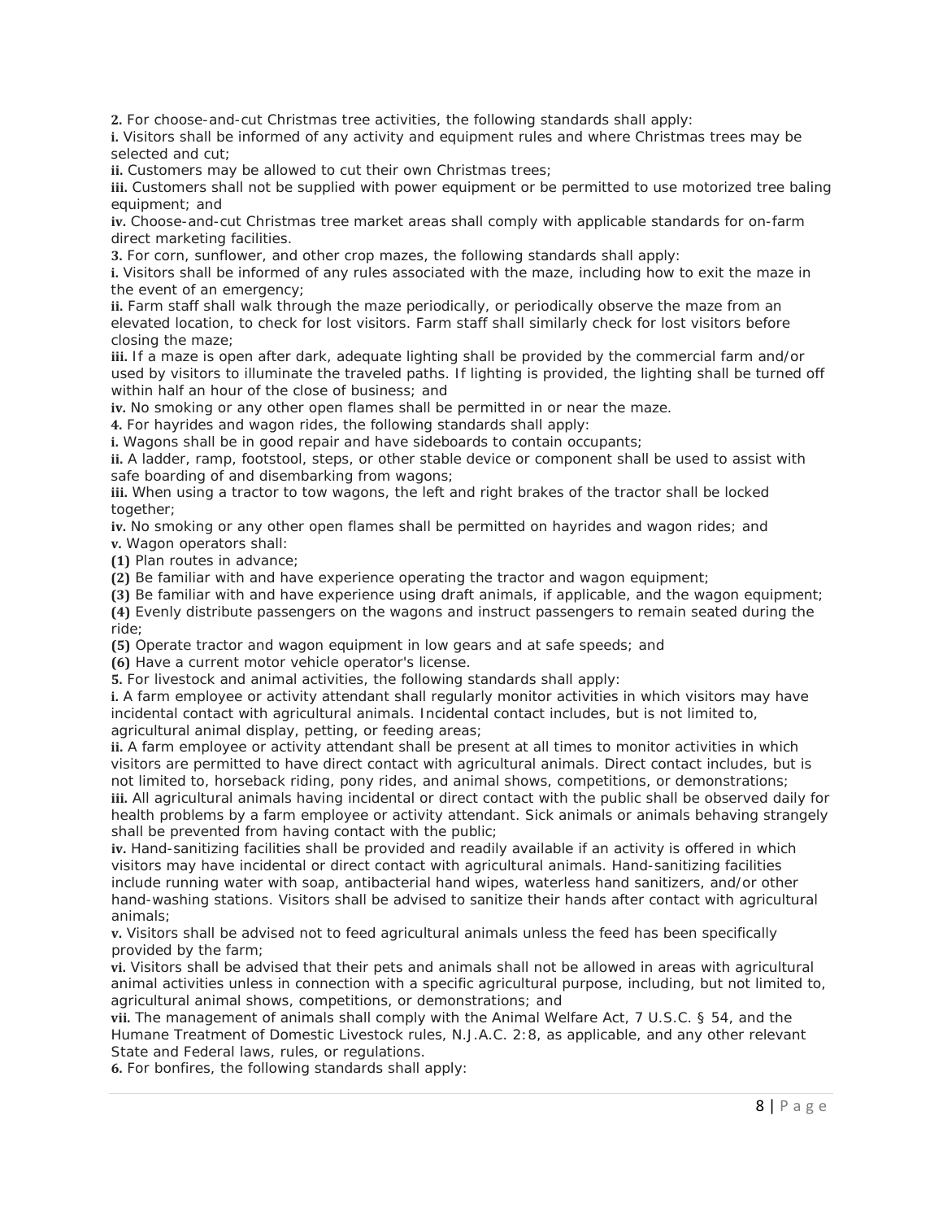**2.** For choose-and-cut Christmas tree activities, the following standards shall apply:

**i.** Visitors shall be informed of any activity and equipment rules and where Christmas trees may be selected and cut;

**ii.** Customers may be allowed to cut their own Christmas trees;

**iii.** Customers shall not be supplied with power equipment or be permitted to use motorized tree baling equipment; and

**iv.** Choose-and-cut Christmas tree market areas shall comply with applicable standards for on-farm direct marketing facilities.

**3.** For corn, sunflower, and other crop mazes, the following standards shall apply:

**i.** Visitors shall be informed of any rules associated with the maze, including how to exit the maze in the event of an emergency;

**ii.** Farm staff shall walk through the maze periodically, or periodically observe the maze from an elevated location, to check for lost visitors. Farm staff shall similarly check for lost visitors before closing the maze;

**iii.** If a maze is open after dark, adequate lighting shall be provided by the commercial farm and/or used by visitors to illuminate the traveled paths. If lighting is provided, the lighting shall be turned off within half an hour of the close of business; and

**iv.** No smoking or any other open flames shall be permitted in or near the maze.

**4.** For hayrides and wagon rides, the following standards shall apply:

**i.** Wagons shall be in good repair and have sideboards to contain occupants;

**ii.** A ladder, ramp, footstool, steps, or other stable device or component shall be used to assist with safe boarding of and disembarking from wagons;

**iii.** When using a tractor to tow wagons, the left and right brakes of the tractor shall be locked together;

**iv.** No smoking or any other open flames shall be permitted on hayrides and wagon rides; and

**v.** Wagon operators shall:

**(1)** Plan routes in advance;

**(2)** Be familiar with and have experience operating the tractor and wagon equipment;

**(3)** Be familiar with and have experience using draft animals, if applicable, and the wagon equipment;

**(4)** Evenly distribute passengers on the wagons and instruct passengers to remain seated during the ride;

**(5)** Operate tractor and wagon equipment in low gears and at safe speeds; and

**(6)** Have a current motor vehicle operator's license.

**5.** For livestock and animal activities, the following standards shall apply:

**i.** A farm employee or activity attendant shall regularly monitor activities in which visitors may have incidental contact with agricultural animals. Incidental contact includes, but is not limited to, agricultural animal display, petting, or feeding areas;

**ii.** A farm employee or activity attendant shall be present at all times to monitor activities in which visitors are permitted to have direct contact with agricultural animals. Direct contact includes, but is not limited to, horseback riding, pony rides, and animal shows, competitions, or demonstrations;

**iii.** All agricultural animals having incidental or direct contact with the public shall be observed daily for health problems by a farm employee or activity attendant. Sick animals or animals behaving strangely shall be prevented from having contact with the public;

**iv.** Hand-sanitizing facilities shall be provided and readily available if an activity is offered in which visitors may have incidental or direct contact with agricultural animals. Hand-sanitizing facilities include running water with soap, antibacterial hand wipes, waterless hand sanitizers, and/or other hand-washing stations. Visitors shall be advised to sanitize their hands after contact with agricultural animals;

**v.** Visitors shall be advised not to feed agricultural animals unless the feed has been specifically provided by the farm;

**vi.** Visitors shall be advised that their pets and animals shall not be allowed in areas with agricultural animal activities unless in connection with a specific agricultural purpose, including, but not limited to, agricultural animal shows, competitions, or demonstrations; and

**vii.** The management of animals shall comply with the Animal Welfare Act, 7 U.S.C. § 54, and the Humane Treatment of Domestic Livestock rules, N.J.A.C. 2:8, as applicable, and any other relevant State and Federal laws, rules, or regulations.

**6.** For bonfires, the following standards shall apply: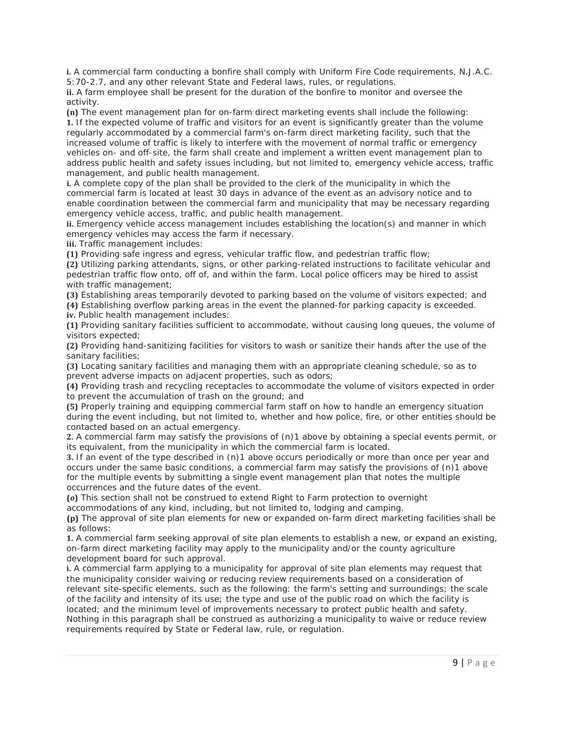**i.** A commercial farm conducting a bonfire shall comply with Uniform Fire Code requirements, N.J.A.C. 5:70-2.7, and any other relevant State and Federal laws, rules, or regulations.

**ii.** A farm employee shall be present for the duration of the bonfire to monitor and oversee the activity.

**(n)** The event management plan for on-farm direct marketing events shall include the following:

**1.** If the expected volume of traffic and visitors for an event is significantly greater than the volume regularly accommodated by a commercial farm's on-farm direct marketing facility, such that the increased volume of traffic is likely to interfere with the movement of normal traffic or emergency vehicles on- and off-site, the farm shall create and implement a written event management plan to address public health and safety issues including, but not limited to, emergency vehicle access, traffic management, and public health management.

**i.** A complete copy of the plan shall be provided to the clerk of the municipality in which the commercial farm is located at least 30 days in advance of the event as an advisory notice and to enable coordination between the commercial farm and municipality that may be necessary regarding emergency vehicle access, traffic, and public health management.

**ii.** Emergency vehicle access management includes establishing the location(s) and manner in which emergency vehicles may access the farm if necessary.

**iii.** Traffic management includes:

**(1)** Providing safe ingress and egress, vehicular traffic flow, and pedestrian traffic flow;

**(2)** Utilizing parking attendants, signs, or other parking-related instructions to facilitate vehicular and pedestrian traffic flow onto, off of, and within the farm. Local police officers may be hired to assist with traffic management;

**(3)** Establishing areas temporarily devoted to parking based on the volume of visitors expected; and

**(4)** Establishing overflow parking areas in the event the planned-for parking capacity is exceeded.

**iv.** Public health management includes:

**(1)** Providing sanitary facilities sufficient to accommodate, without causing long queues, the volume of visitors expected;

**(2)** Providing hand-sanitizing facilities for visitors to wash or sanitize their hands after the use of the sanitary facilities;

**(3)** Locating sanitary facilities and managing them with an appropriate cleaning schedule, so as to prevent adverse impacts on adjacent properties, such as odors;

**(4)** Providing trash and recycling receptacles to accommodate the volume of visitors expected in order to prevent the accumulation of trash on the ground; and

**(5)** Properly training and equipping commercial farm staff on how to handle an emergency situation during the event including, but not limited to, whether and how police, fire, or other entities should be contacted based on an actual emergency.

**2.** A commercial farm may satisfy the provisions of (n)1 above by obtaining a special events permit, or its equivalent, from the municipality in which the commercial farm is located.

**3.** If an event of the type described in (n)1 above occurs periodically or more than once per year and occurs under the same basic conditions, a commercial farm may satisfy the provisions of (n)1 above for the multiple events by submitting a single event management plan that notes the multiple occurrences and the future dates of the event.

**(*o*)** This section shall not be construed to extend Right to Farm protection to overnight accommodations of any kind, including, but not limited to, lodging and camping.

**(p)** The approval of site plan elements for new or expanded on-farm direct marketing facilities shall be as follows:

**1.** A commercial farm seeking approval of site plan elements to establish a new, or expand an existing, on-farm direct marketing facility may apply to the municipality and/or the county agriculture development board for such approval.

**i.** A commercial farm applying to a municipality for approval of site plan elements may request that the municipality consider waiving or reducing review requirements based on a consideration of relevant site-specific elements, such as the following: the farm's setting and surroundings; the scale of the facility and intensity of its use; the type and use of the public road on which the facility is located; and the minimum level of improvements necessary to protect public health and safety. Nothing in this paragraph shall be construed as authorizing a municipality to waive or reduce review requirements required by State or Federal law, rule, or regulation.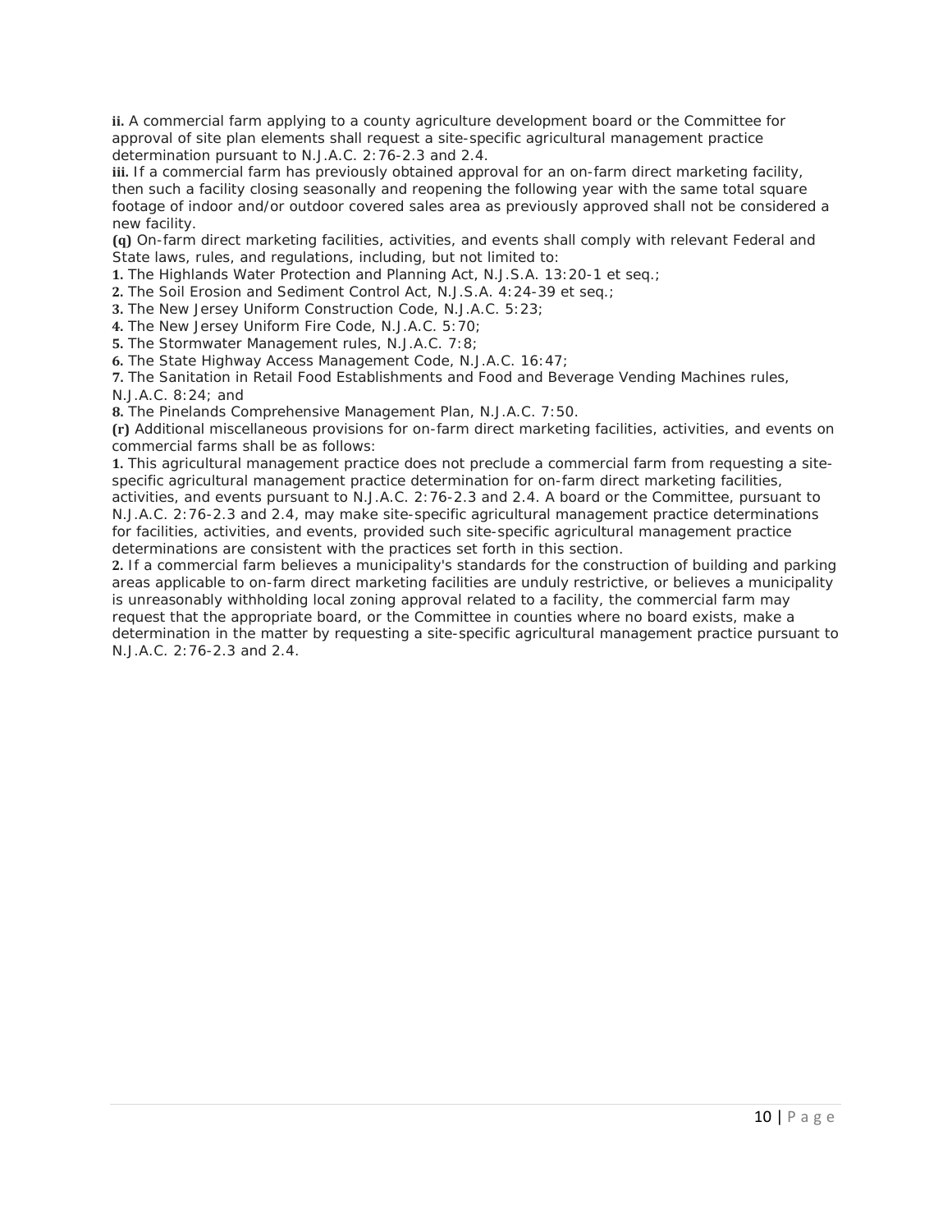**ii.** A commercial farm applying to a county agriculture development board or the Committee for approval of site plan elements shall request a site-specific agricultural management practice determination pursuant to N.J.A.C. 2:76-2.3 and 2.4.

**iii.** If a commercial farm has previously obtained approval for an on-farm direct marketing facility, then such a facility closing seasonally and reopening the following year with the same total square footage of indoor and/or outdoor covered sales area as previously approved shall not be considered a new facility.

**(q)** On-farm direct marketing facilities, activities, and events shall comply with relevant Federal and State laws, rules, and regulations, including, but not limited to:

**1.** The Highlands Water Protection and Planning Act, N.J.S.A. 13:20-1 et seq.;

**2.** The Soil Erosion and Sediment Control Act, N.J.S.A. 4:24-39 et seq.;

**3.** The New Jersey Uniform Construction Code, N.J.A.C. 5:23;

**4.** The New Jersey Uniform Fire Code, N.J.A.C. 5:70;

**5.** The Stormwater Management rules, N.J.A.C. 7:8;

**6.** The State Highway Access Management Code, N.J.A.C. 16:47;

**7.** The Sanitation in Retail Food Establishments and Food and Beverage Vending Machines rules, N.J.A.C. 8:24; and

**8.** The Pinelands Comprehensive Management Plan, N.J.A.C. 7:50.

**(r)** Additional miscellaneous provisions for on-farm direct marketing facilities, activities, and events on commercial farms shall be as follows:

**1.** This agricultural management practice does not preclude a commercial farm from requesting a site-specific agricultural management practice determination for on-farm direct marketing facilities, activities, and events pursuant to N.J.A.C. 2:76-2.3 and 2.4. A board or the Committee, pursuant to N.J.A.C. 2:76-2.3 and 2.4, may make site-specific agricultural management practice determinations for facilities, activities, and events, provided such site-specific agricultural management practice determinations are consistent with the practices set forth in this section.

**2.** If a commercial farm believes a municipality's standards for the construction of building and parking areas applicable to on-farm direct marketing facilities are unduly restrictive, or believes a municipality is unreasonably withholding local zoning approval related to a facility, the commercial farm may request that the appropriate board, or the Committee in counties where no board exists, make a determination in the matter by requesting a site-specific agricultural management practice pursuant to N.J.A.C. 2:76-2.3 and 2.4.